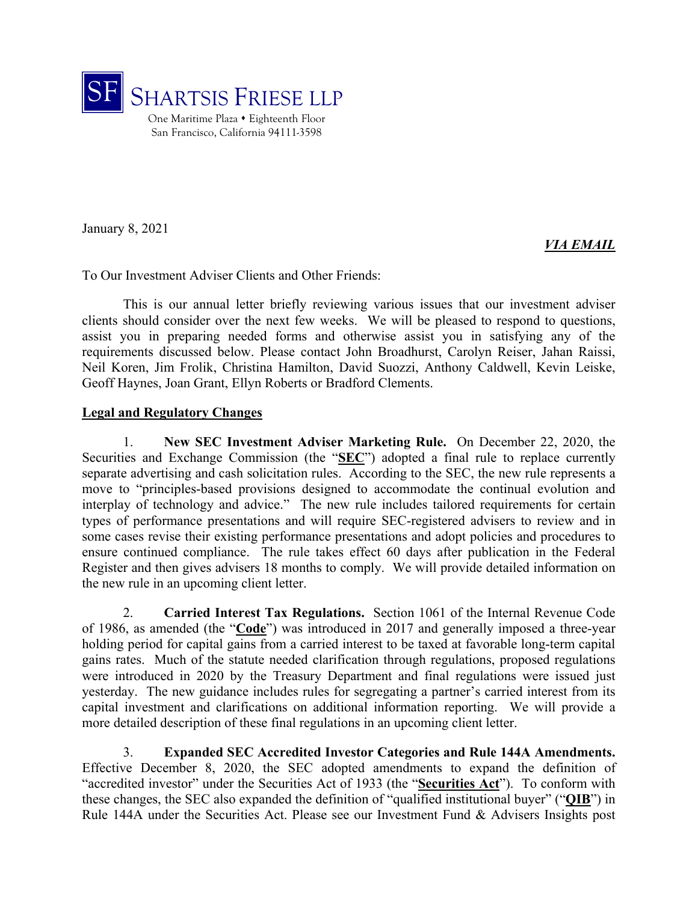SF SHARTSIS FRIESE LLP

One Maritime Plaza • Eighteenth Floor
San Francisco, California 94111-3598

January 8, 2021

***VIA EMAIL***

To Our Investment Adviser Clients and Other Friends:

This is our annual letter briefly reviewing various issues that our investment adviser clients should consider over the next few weeks. We will be pleased to respond to questions, assist you in preparing needed forms and otherwise assist you in satisfying any of the requirements discussed below. Please contact John Broadhurst, Carolyn Reiser, Jahan Raissi, Neil Koren, Jim Frolik, Christina Hamilton, David Suozzi, Anthony Caldwell, Kevin Leiske, Geoff Haynes, Joan Grant, Ellyn Roberts or Bradford Clements.

**Legal and Regulatory Changes**

1. **New SEC Investment Adviser Marketing Rule.** On December 22, 2020, the Securities and Exchange Commission (the "**SEC**") adopted a final rule to replace currently separate advertising and cash solicitation rules. According to the SEC, the new rule represents a move to "principles-based provisions designed to accommodate the continual evolution and interplay of technology and advice." The new rule includes tailored requirements for certain types of performance presentations and will require SEC-registered advisers to review and in some cases revise their existing performance presentations and adopt policies and procedures to ensure continued compliance. The rule takes effect 60 days after publication in the Federal Register and then gives advisers 18 months to comply. We will provide detailed information on the new rule in an upcoming client letter.

2. **Carried Interest Tax Regulations.** Section 1061 of the Internal Revenue Code of 1986, as amended (the "**Code**") was introduced in 2017 and generally imposed a three-year holding period for capital gains from a carried interest to be taxed at favorable long-term capital gains rates. Much of the statute needed clarification through regulations, proposed regulations were introduced in 2020 by the Treasury Department and final regulations were issued just yesterday. The new guidance includes rules for segregating a partner's carried interest from its capital investment and clarifications on additional information reporting. We will provide a more detailed description of these final regulations in an upcoming client letter.

3. **Expanded SEC Accredited Investor Categories and Rule 144A Amendments.** Effective December 8, 2020, the SEC adopted amendments to expand the definition of "accredited investor" under the Securities Act of 1933 (the "**Securities Act**"). To conform with these changes, the SEC also expanded the definition of "qualified institutional buyer" ("**QIB**") in Rule 144A under the Securities Act. Please see our Investment Fund & Advisers Insights post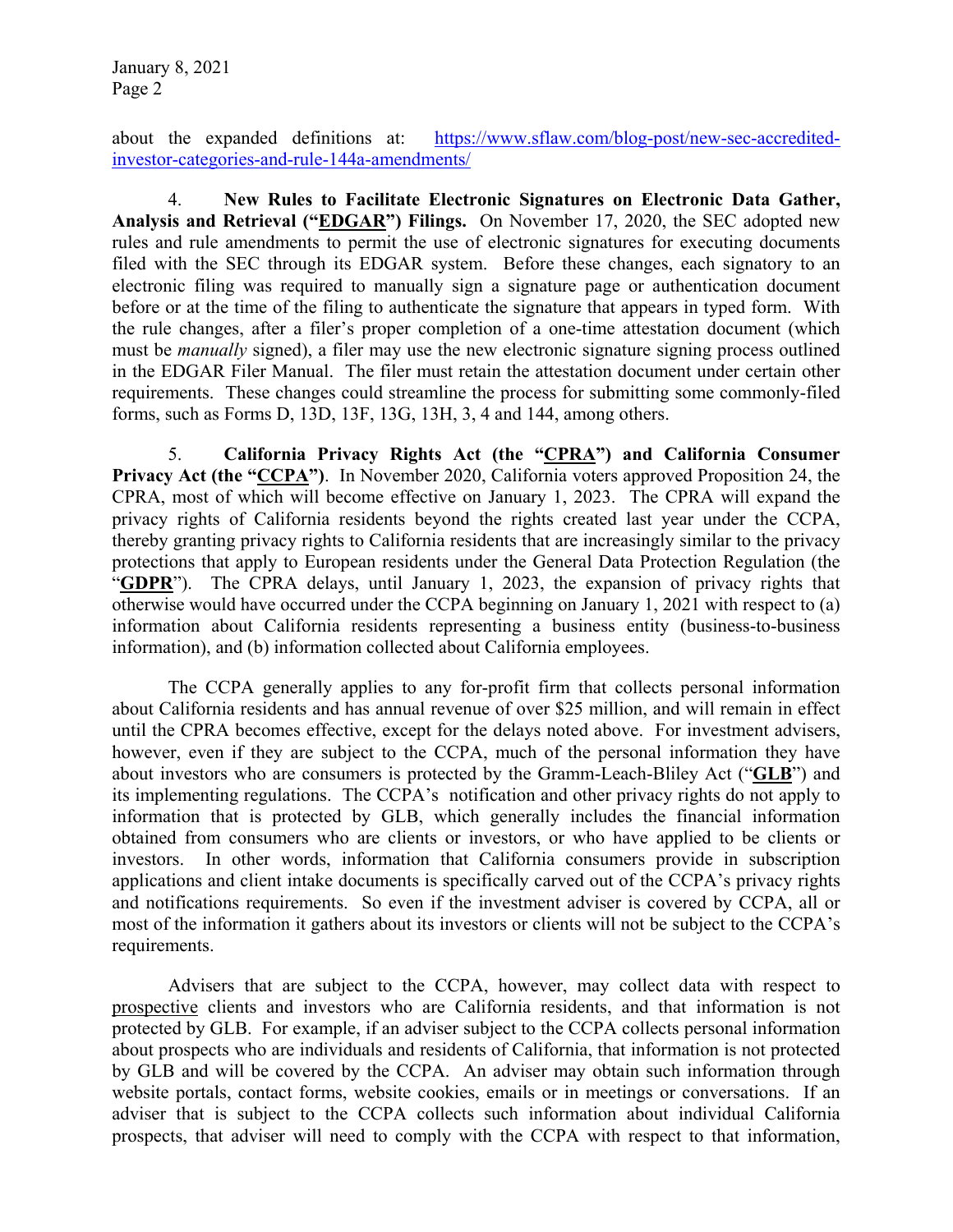about the expanded definitions at: [https://www.sflaw.com/blog-post/new-sec-accredited-investor-categories-and-rule-144a-amendments/](https://www.sflaw.com/blog-post/new-sec-accredited-investor-categories-and-rule-144a-amendments/)

4. **New Rules to Facilitate Electronic Signatures on Electronic Data Gather, Analysis and Retrieval ("EDGAR") Filings.** On November 17, 2020, the SEC adopted new rules and rule amendments to permit the use of electronic signatures for executing documents filed with the SEC through its EDGAR system. Before these changes, each signatory to an electronic filing was required to manually sign a signature page or authentication document before or at the time of the filing to authenticate the signature that appears in typed form. With the rule changes, after a filer's proper completion of a one-time attestation document (which must be *manually* signed), a filer may use the new electronic signature signing process outlined in the EDGAR Filer Manual. The filer must retain the attestation document under certain other requirements. These changes could streamline the process for submitting some commonly-filed forms, such as Forms D, 13D, 13F, 13G, 13H, 3, 4 and 144, among others.

5. **California Privacy Rights Act (the "CPRA") and California Consumer Privacy Act (the "CCPA")**. In November 2020, California voters approved Proposition 24, the CPRA, most of which will become effective on January 1, 2023. The CPRA will expand the privacy rights of California residents beyond the rights created last year under the CCPA, thereby granting privacy rights to California residents that are increasingly similar to the privacy protections that apply to European residents under the General Data Protection Regulation (the "**GDPR**"). The CPRA delays, until January 1, 2023, the expansion of privacy rights that otherwise would have occurred under the CCPA beginning on January 1, 2021 with respect to (a) information about California residents representing a business entity (business-to-business information), and (b) information collected about California employees.

The CCPA generally applies to any for-profit firm that collects personal information about California residents and has annual revenue of over $25 million, and will remain in effect until the CPRA becomes effective, except for the delays noted above. For investment advisers, however, even if they are subject to the CCPA, much of the personal information they have about investors who are consumers is protected by the Gramm-Leach-Bliley Act ("**GLB**") and its implementing regulations. The CCPA's notification and other privacy rights do not apply to information that is protected by GLB, which generally includes the financial information obtained from consumers who are clients or investors, or who have applied to be clients or investors. In other words, information that California consumers provide in subscription applications and client intake documents is specifically carved out of the CCPA's privacy rights and notifications requirements. So even if the investment adviser is covered by CCPA, all or most of the information it gathers about its investors or clients will not be subject to the CCPA's requirements.

Advisers that are subject to the CCPA, however, may collect data with respect to prospective clients and investors who are California residents, and that information is not protected by GLB. For example, if an adviser subject to the CCPA collects personal information about prospects who are individuals and residents of California, that information is not protected by GLB and will be covered by the CCPA. An adviser may obtain such information through website portals, contact forms, website cookies, emails or in meetings or conversations. If an adviser that is subject to the CCPA collects such information about individual California prospects, that adviser will need to comply with the CCPA with respect to that information,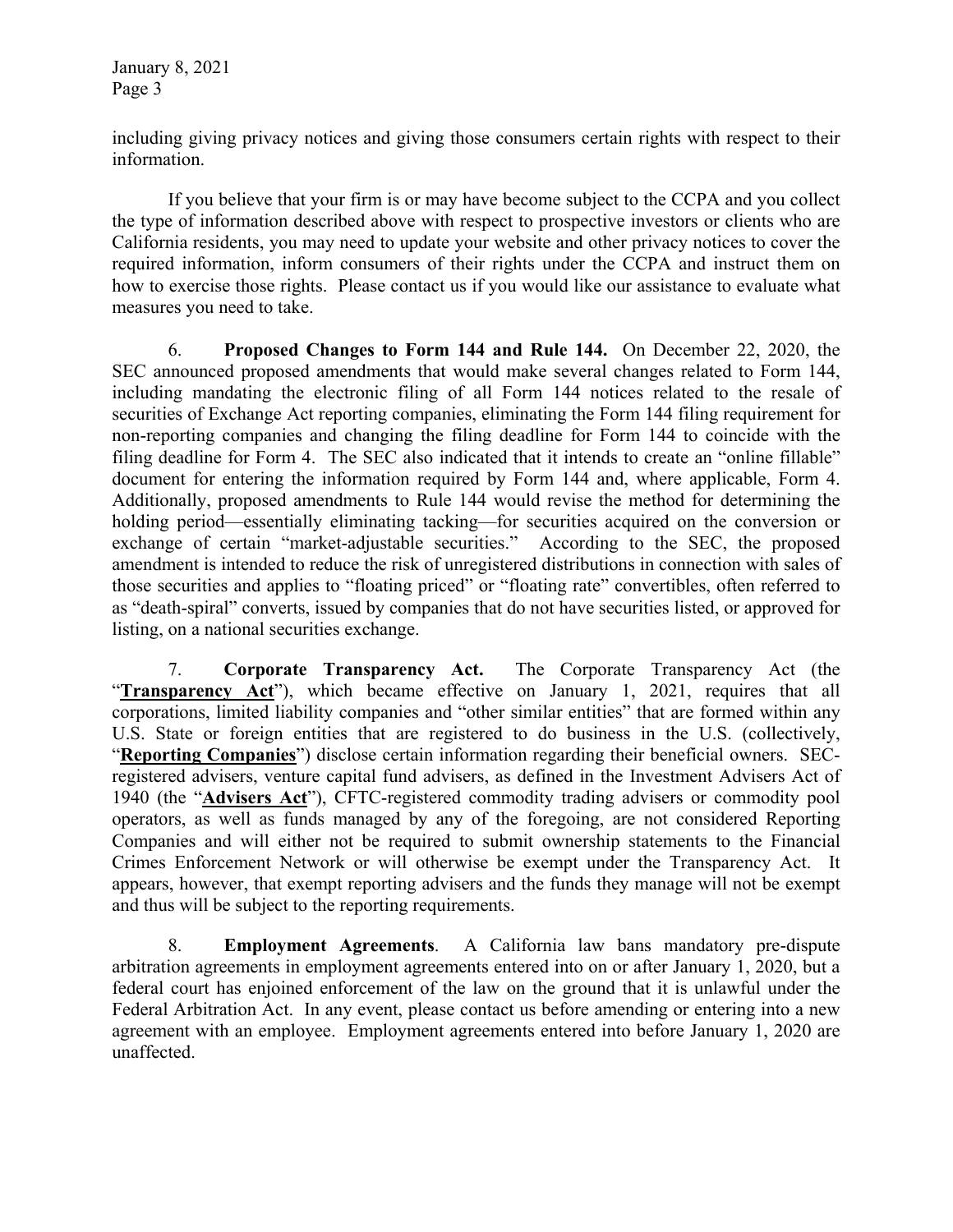including giving privacy notices and giving those consumers certain rights with respect to their information.

If you believe that your firm is or may have become subject to the CCPA and you collect the type of information described above with respect to prospective investors or clients who are California residents, you may need to update your website and other privacy notices to cover the required information, inform consumers of their rights under the CCPA and instruct them on how to exercise those rights. Please contact us if you would like our assistance to evaluate what measures you need to take.

6. **Proposed Changes to Form 144 and Rule 144.** On December 22, 2020, the SEC announced proposed amendments that would make several changes related to Form 144, including mandating the electronic filing of all Form 144 notices related to the resale of securities of Exchange Act reporting companies, eliminating the Form 144 filing requirement for non-reporting companies and changing the filing deadline for Form 144 to coincide with the filing deadline for Form 4. The SEC also indicated that it intends to create an "online fillable" document for entering the information required by Form 144 and, where applicable, Form 4. Additionally, proposed amendments to Rule 144 would revise the method for determining the holding period—essentially eliminating tacking—for securities acquired on the conversion or exchange of certain "market-adjustable securities." According to the SEC, the proposed amendment is intended to reduce the risk of unregistered distributions in connection with sales of those securities and applies to "floating priced" or "floating rate" convertibles, often referred to as "death-spiral" converts, issued by companies that do not have securities listed, or approved for listing, on a national securities exchange.

7. **Corporate Transparency Act.** The Corporate Transparency Act (the "**Transparency Act**"), which became effective on January 1, 2021, requires that all corporations, limited liability companies and "other similar entities" that are formed within any U.S. State or foreign entities that are registered to do business in the U.S. (collectively, "**Reporting Companies**") disclose certain information regarding their beneficial owners. SEC-registered advisers, venture capital fund advisers, as defined in the Investment Advisers Act of 1940 (the "**Advisers Act**"), CFTC-registered commodity trading advisers or commodity pool operators, as well as funds managed by any of the foregoing, are not considered Reporting Companies and will either not be required to submit ownership statements to the Financial Crimes Enforcement Network or will otherwise be exempt under the Transparency Act. It appears, however, that exempt reporting advisers and the funds they manage will not be exempt and thus will be subject to the reporting requirements.

8. **Employment Agreements**. A California law bans mandatory pre-dispute arbitration agreements in employment agreements entered into on or after January 1, 2020, but a federal court has enjoined enforcement of the law on the ground that it is unlawful under the Federal Arbitration Act. In any event, please contact us before amending or entering into a new agreement with an employee. Employment agreements entered into before January 1, 2020 are unaffected.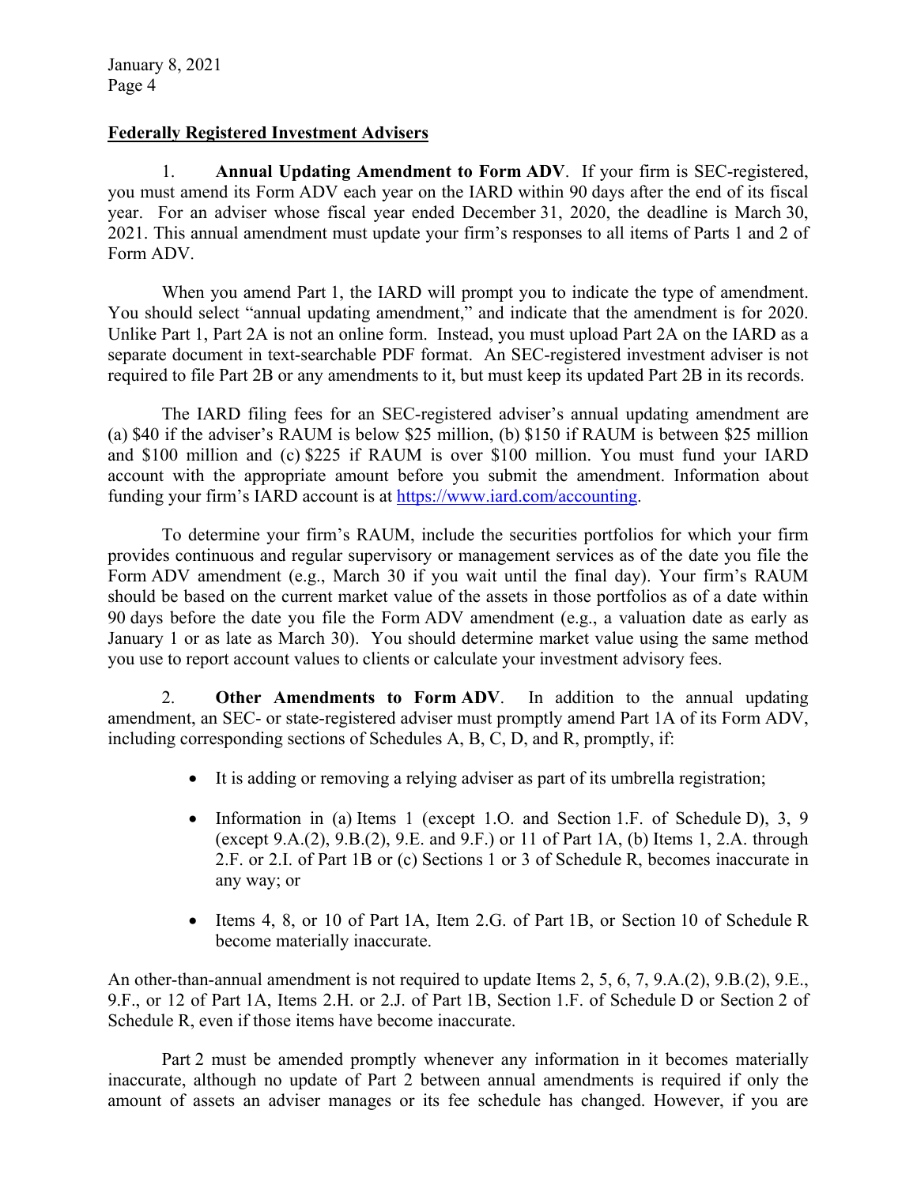**Federally Registered Investment Advisers**

1. **Annual Updating Amendment to Form ADV**. If your firm is SEC-registered, you must amend its Form ADV each year on the IARD within 90 days after the end of its fiscal year. For an adviser whose fiscal year ended December 31, 2020, the deadline is March 30, 2021. This annual amendment must update your firm's responses to all items of Parts 1 and 2 of Form ADV.

When you amend Part 1, the IARD will prompt you to indicate the type of amendment. You should select "annual updating amendment," and indicate that the amendment is for 2020. Unlike Part 1, Part 2A is not an online form. Instead, you must upload Part 2A on the IARD as a separate document in text-searchable PDF format. An SEC-registered investment adviser is not required to file Part 2B or any amendments to it, but must keep its updated Part 2B in its records.

The IARD filing fees for an SEC-registered adviser's annual updating amendment are (a) $40 if the adviser's RAUM is below $25 million, (b) $150 if RAUM is between $25 million and $100 million and (c) $225 if RAUM is over $100 million. You must fund your IARD account with the appropriate amount before you submit the amendment. Information about funding your firm's IARD account is at [https://www.iard.com/accounting](https://www.iard.com/accounting).

To determine your firm's RAUM, include the securities portfolios for which your firm provides continuous and regular supervisory or management services as of the date you file the Form ADV amendment (e.g., March 30 if you wait until the final day). Your firm's RAUM should be based on the current market value of the assets in those portfolios as of a date within 90 days before the date you file the Form ADV amendment (e.g., a valuation date as early as January 1 or as late as March 30). You should determine market value using the same method you use to report account values to clients or calculate your investment advisory fees.

2. **Other Amendments to Form ADV**. In addition to the annual updating amendment, an SEC- or state-registered adviser must promptly amend Part 1A of its Form ADV, including corresponding sections of Schedules A, B, C, D, and R, promptly, if:

- It is adding or removing a relying adviser as part of its umbrella registration;
- Information in (a) Items 1 (except 1.O. and Section 1.F. of Schedule D), 3, 9 (except 9.A.(2), 9.B.(2), 9.E. and 9.F.) or 11 of Part 1A, (b) Items 1, 2.A. through 2.F. or 2.I. of Part 1B or (c) Sections 1 or 3 of Schedule R, becomes inaccurate in any way; or
- Items 4, 8, or 10 of Part 1A, Item 2.G. of Part 1B, or Section 10 of Schedule R become materially inaccurate.

An other-than-annual amendment is not required to update Items 2, 5, 6, 7, 9.A.(2), 9.B.(2), 9.E., 9.F., or 12 of Part 1A, Items 2.H. or 2.J. of Part 1B, Section 1.F. of Schedule D or Section 2 of Schedule R, even if those items have become inaccurate.

Part 2 must be amended promptly whenever any information in it becomes materially inaccurate, although no update of Part 2 between annual amendments is required if only the amount of assets an adviser manages or its fee schedule has changed. However, if you are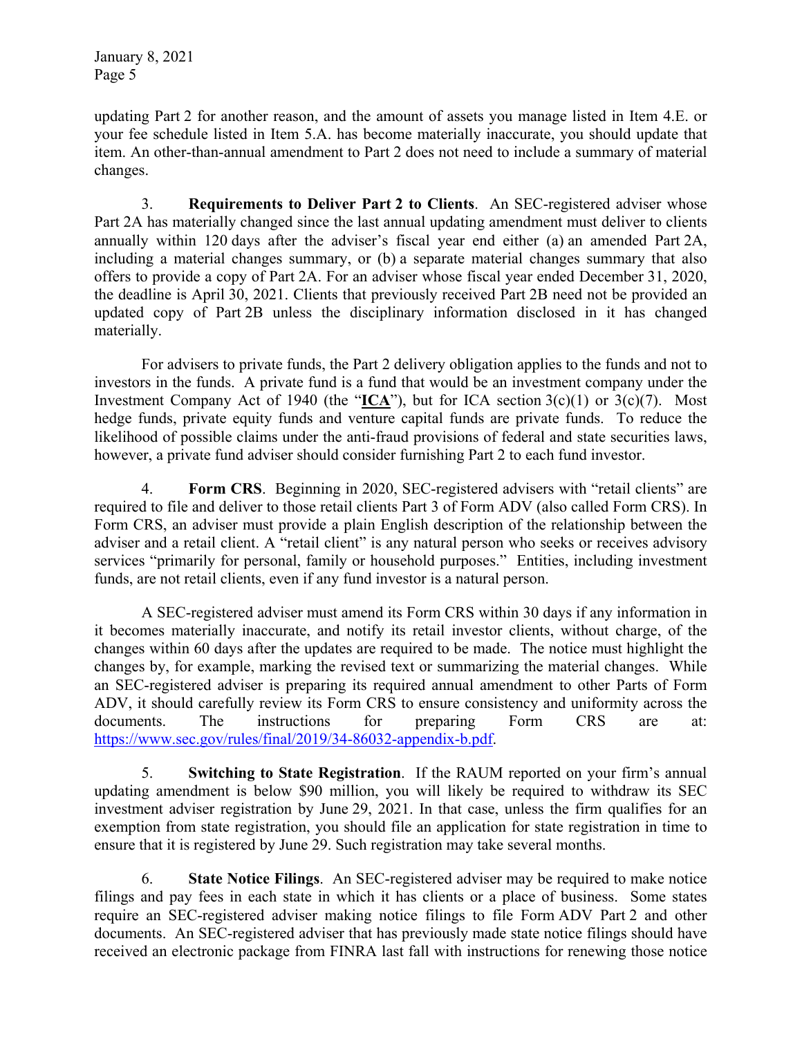updating Part 2 for another reason, and the amount of assets you manage listed in Item 4.E. or your fee schedule listed in Item 5.A. has become materially inaccurate, you should update that item. An other-than-annual amendment to Part 2 does not need to include a summary of material changes.

3. **Requirements to Deliver Part 2 to Clients**. An SEC-registered adviser whose Part 2A has materially changed since the last annual updating amendment must deliver to clients annually within 120 days after the adviser's fiscal year end either (a) an amended Part 2A, including a material changes summary, or (b) a separate material changes summary that also offers to provide a copy of Part 2A. For an adviser whose fiscal year ended December 31, 2020, the deadline is April 30, 2021. Clients that previously received Part 2B need not be provided an updated copy of Part 2B unless the disciplinary information disclosed in it has changed materially.

For advisers to private funds, the Part 2 delivery obligation applies to the funds and not to investors in the funds. A private fund is a fund that would be an investment company under the Investment Company Act of 1940 (the "**ICA**"), but for ICA section 3(c)(1) or 3(c)(7). Most hedge funds, private equity funds and venture capital funds are private funds. To reduce the likelihood of possible claims under the anti-fraud provisions of federal and state securities laws, however, a private fund adviser should consider furnishing Part 2 to each fund investor.

4. **Form CRS**. Beginning in 2020, SEC-registered advisers with "retail clients" are required to file and deliver to those retail clients Part 3 of Form ADV (also called Form CRS). In Form CRS, an adviser must provide a plain English description of the relationship between the adviser and a retail client. A "retail client" is any natural person who seeks or receives advisory services "primarily for personal, family or household purposes." Entities, including investment funds, are not retail clients, even if any fund investor is a natural person.

A SEC-registered adviser must amend its Form CRS within 30 days if any information in it becomes materially inaccurate, and notify its retail investor clients, without charge, of the changes within 60 days after the updates are required to be made. The notice must highlight the changes by, for example, marking the revised text or summarizing the material changes. While an SEC-registered adviser is preparing its required annual amendment to other Parts of Form ADV, it should carefully review its Form CRS to ensure consistency and uniformity across the documents. The instructions for preparing Form CRS are at: https://www.sec.gov/rules/final/2019/34-86032-appendix-b.pdf.

5. **Switching to State Registration**. If the RAUM reported on your firm's annual updating amendment is below $90 million, you will likely be required to withdraw its SEC investment adviser registration by June 29, 2021. In that case, unless the firm qualifies for an exemption from state registration, you should file an application for state registration in time to ensure that it is registered by June 29. Such registration may take several months.

6. **State Notice Filings**. An SEC-registered adviser may be required to make notice filings and pay fees in each state in which it has clients or a place of business. Some states require an SEC-registered adviser making notice filings to file Form ADV Part 2 and other documents. An SEC-registered adviser that has previously made state notice filings should have received an electronic package from FINRA last fall with instructions for renewing those notice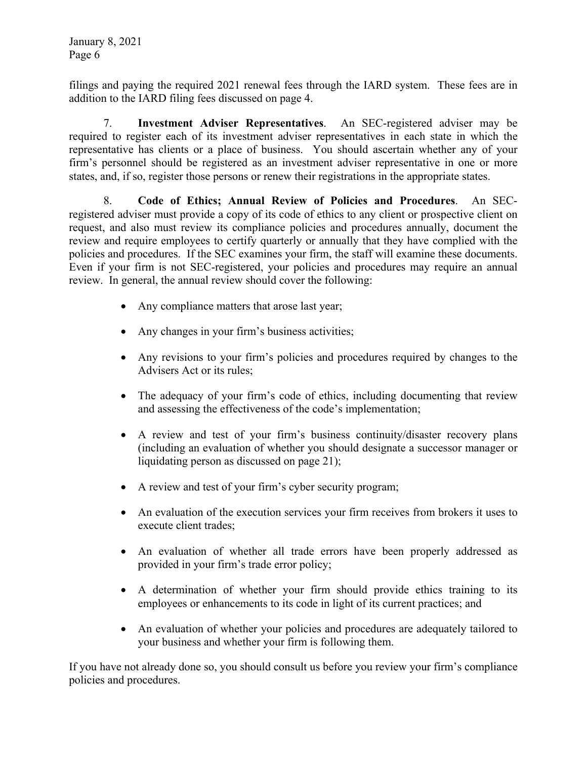filings and paying the required 2021 renewal fees through the IARD system. These fees are in addition to the IARD filing fees discussed on page 4.

7. **Investment Adviser Representatives**. An SEC-registered adviser may be required to register each of its investment adviser representatives in each state in which the representative has clients or a place of business. You should ascertain whether any of your firm's personnel should be registered as an investment adviser representative in one or more states, and, if so, register those persons or renew their registrations in the appropriate states.

8. **Code of Ethics; Annual Review of Policies and Procedures**. An SEC-registered adviser must provide a copy of its code of ethics to any client or prospective client on request, and also must review its compliance policies and procedures annually, document the review and require employees to certify quarterly or annually that they have complied with the policies and procedures. If the SEC examines your firm, the staff will examine these documents. Even if your firm is not SEC-registered, your policies and procedures may require an annual review. In general, the annual review should cover the following:

- Any compliance matters that arose last year;
- Any changes in your firm's business activities;
- Any revisions to your firm's policies and procedures required by changes to the Advisers Act or its rules;
- The adequacy of your firm's code of ethics, including documenting that review and assessing the effectiveness of the code's implementation;
- A review and test of your firm's business continuity/disaster recovery plans (including an evaluation of whether you should designate a successor manager or liquidating person as discussed on page 21);
- A review and test of your firm's cyber security program;
- An evaluation of the execution services your firm receives from brokers it uses to execute client trades;
- An evaluation of whether all trade errors have been properly addressed as provided in your firm's trade error policy;
- A determination of whether your firm should provide ethics training to its employees or enhancements to its code in light of its current practices; and
- An evaluation of whether your policies and procedures are adequately tailored to your business and whether your firm is following them.

If you have not already done so, you should consult us before you review your firm's compliance policies and procedures.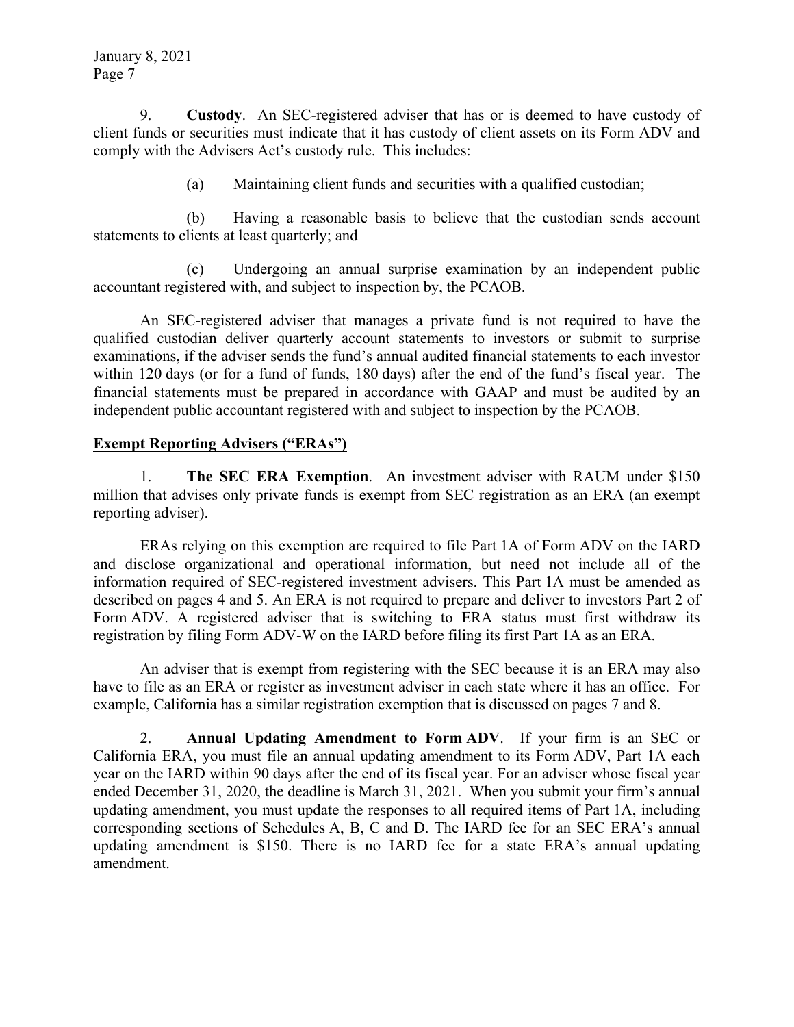9. **Custody**. An SEC-registered adviser that has or is deemed to have custody of client funds or securities must indicate that it has custody of client assets on its Form ADV and comply with the Advisers Act's custody rule. This includes:

(a) Maintaining client funds and securities with a qualified custodian;

(b) Having a reasonable basis to believe that the custodian sends account statements to clients at least quarterly; and

(c) Undergoing an annual surprise examination by an independent public accountant registered with, and subject to inspection by, the PCAOB.

An SEC-registered adviser that manages a private fund is not required to have the qualified custodian deliver quarterly account statements to investors or submit to surprise examinations, if the adviser sends the fund's annual audited financial statements to each investor within 120 days (or for a fund of funds, 180 days) after the end of the fund's fiscal year. The financial statements must be prepared in accordance with GAAP and must be audited by an independent public accountant registered with and subject to inspection by the PCAOB.

## Exempt Reporting Advisers ("ERAs")

1. **The SEC ERA Exemption**. An investment adviser with RAUM under $150 million that advises only private funds is exempt from SEC registration as an ERA (an exempt reporting adviser).

ERAs relying on this exemption are required to file Part 1A of Form ADV on the IARD and disclose organizational and operational information, but need not include all of the information required of SEC-registered investment advisers. This Part 1A must be amended as described on pages 4 and 5. An ERA is not required to prepare and deliver to investors Part 2 of Form ADV. A registered adviser that is switching to ERA status must first withdraw its registration by filing Form ADV-W on the IARD before filing its first Part 1A as an ERA.

An adviser that is exempt from registering with the SEC because it is an ERA may also have to file as an ERA or register as investment adviser in each state where it has an office. For example, California has a similar registration exemption that is discussed on pages 7 and 8.

2. **Annual Updating Amendment to Form ADV**. If your firm is an SEC or California ERA, you must file an annual updating amendment to its Form ADV, Part 1A each year on the IARD within 90 days after the end of its fiscal year. For an adviser whose fiscal year ended December 31, 2020, the deadline is March 31, 2021. When you submit your firm's annual updating amendment, you must update the responses to all required items of Part 1A, including corresponding sections of Schedules A, B, C and D. The IARD fee for an SEC ERA's annual updating amendment is $150. There is no IARD fee for a state ERA's annual updating amendment.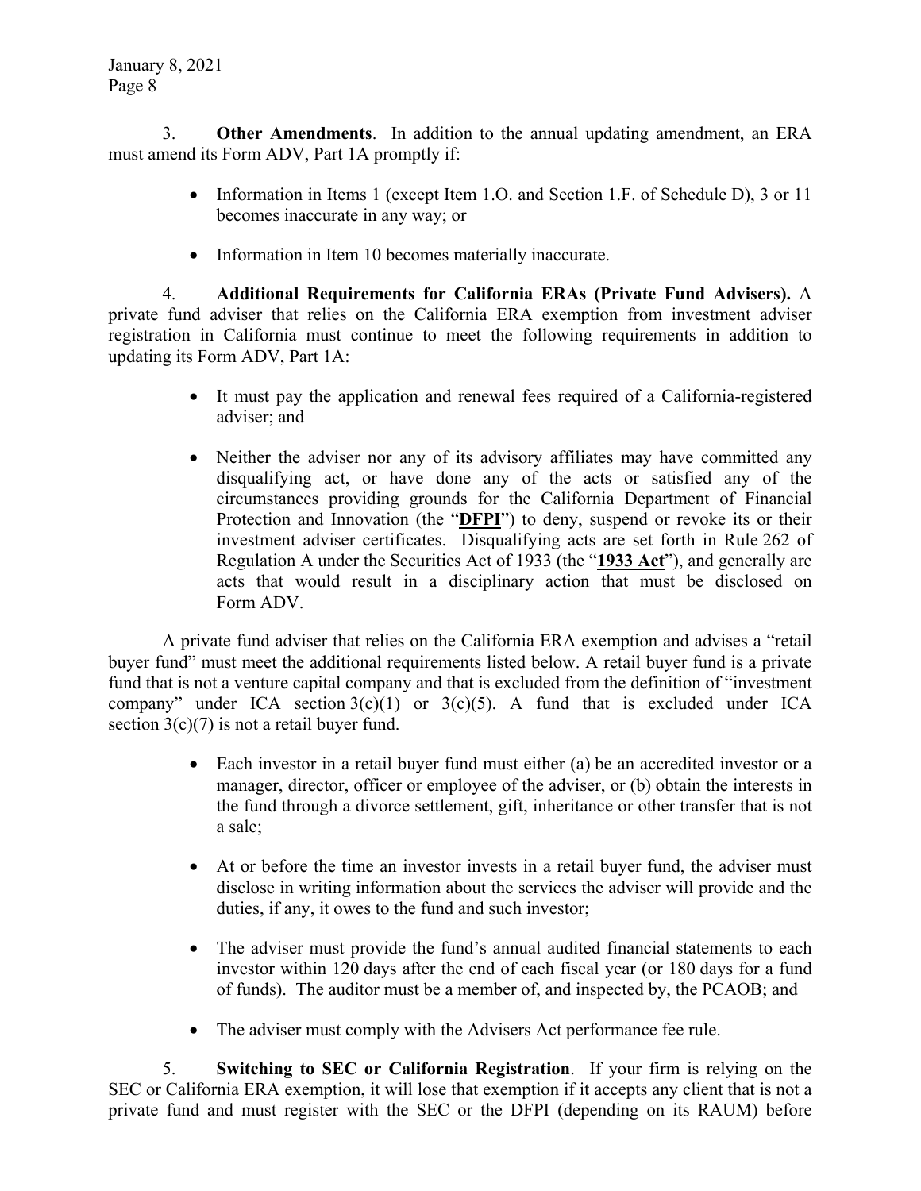3. **Other Amendments**. In addition to the annual updating amendment, an ERA must amend its Form ADV, Part 1A promptly if:

- Information in Items 1 (except Item 1.O. and Section 1.F. of Schedule D), 3 or 11 becomes inaccurate in any way; or
- Information in Item 10 becomes materially inaccurate.

4. **Additional Requirements for California ERAs (Private Fund Advisers).** A private fund adviser that relies on the California ERA exemption from investment adviser registration in California must continue to meet the following requirements in addition to updating its Form ADV, Part 1A:

- It must pay the application and renewal fees required of a California-registered adviser; and
- Neither the adviser nor any of its advisory affiliates may have committed any disqualifying act, or have done any of the acts or satisfied any of the circumstances providing grounds for the California Department of Financial Protection and Innovation (the "**DFPI**") to deny, suspend or revoke its or their investment adviser certificates. Disqualifying acts are set forth in Rule 262 of Regulation A under the Securities Act of 1933 (the "**1933 Act**"), and generally are acts that would result in a disciplinary action that must be disclosed on Form ADV.

A private fund adviser that relies on the California ERA exemption and advises a "retail buyer fund" must meet the additional requirements listed below. A retail buyer fund is a private fund that is not a venture capital company and that is excluded from the definition of "investment company" under ICA section 3(c)(1) or 3(c)(5). A fund that is excluded under ICA section 3(c)(7) is not a retail buyer fund.

- Each investor in a retail buyer fund must either (a) be an accredited investor or a manager, director, officer or employee of the adviser, or (b) obtain the interests in the fund through a divorce settlement, gift, inheritance or other transfer that is not a sale;
- At or before the time an investor invests in a retail buyer fund, the adviser must disclose in writing information about the services the adviser will provide and the duties, if any, it owes to the fund and such investor;
- The adviser must provide the fund's annual audited financial statements to each investor within 120 days after the end of each fiscal year (or 180 days for a fund of funds). The auditor must be a member of, and inspected by, the PCAOB; and
- The adviser must comply with the Advisers Act performance fee rule.

5. **Switching to SEC or California Registration**. If your firm is relying on the SEC or California ERA exemption, it will lose that exemption if it accepts any client that is not a private fund and must register with the SEC or the DFPI (depending on its RAUM) before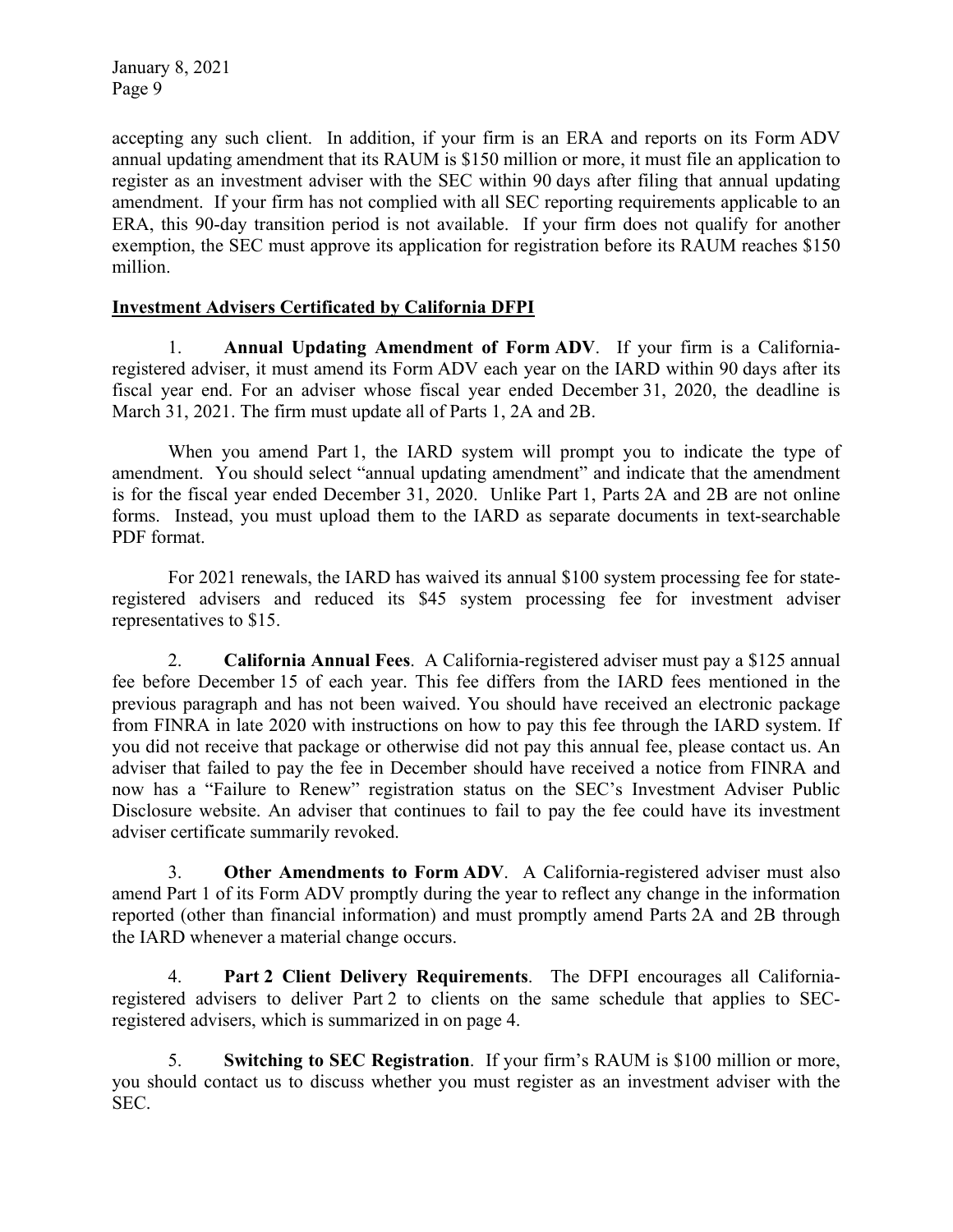accepting any such client. In addition, if your firm is an ERA and reports on its Form ADV annual updating amendment that its RAUM is $150 million or more, it must file an application to register as an investment adviser with the SEC within 90 days after filing that annual updating amendment. If your firm has not complied with all SEC reporting requirements applicable to an ERA, this 90-day transition period is not available. If your firm does not qualify for another exemption, the SEC must approve its application for registration before its RAUM reaches $150 million.

**Investment Advisers Certificated by California DFPI**

1. **Annual Updating Amendment of Form ADV**. If your firm is a California-registered adviser, it must amend its Form ADV each year on the IARD within 90 days after its fiscal year end. For an adviser whose fiscal year ended December 31, 2020, the deadline is March 31, 2021. The firm must update all of Parts 1, 2A and 2B.

When you amend Part 1, the IARD system will prompt you to indicate the type of amendment. You should select "annual updating amendment" and indicate that the amendment is for the fiscal year ended December 31, 2020. Unlike Part 1, Parts 2A and 2B are not online forms. Instead, you must upload them to the IARD as separate documents in text-searchable PDF format.

For 2021 renewals, the IARD has waived its annual $100 system processing fee for state-registered advisers and reduced its $45 system processing fee for investment adviser representatives to $15.

2. **California Annual Fees**. A California-registered adviser must pay a $125 annual fee before December 15 of each year. This fee differs from the IARD fees mentioned in the previous paragraph and has not been waived. You should have received an electronic package from FINRA in late 2020 with instructions on how to pay this fee through the IARD system. If you did not receive that package or otherwise did not pay this annual fee, please contact us. An adviser that failed to pay the fee in December should have received a notice from FINRA and now has a "Failure to Renew" registration status on the SEC's Investment Adviser Public Disclosure website. An adviser that continues to fail to pay the fee could have its investment adviser certificate summarily revoked.

3. **Other Amendments to Form ADV**. A California-registered adviser must also amend Part 1 of its Form ADV promptly during the year to reflect any change in the information reported (other than financial information) and must promptly amend Parts 2A and 2B through the IARD whenever a material change occurs.

4. **Part 2 Client Delivery Requirements**. The DFPI encourages all California-registered advisers to deliver Part 2 to clients on the same schedule that applies to SEC-registered advisers, which is summarized in on page 4.

5. **Switching to SEC Registration**. If your firm's RAUM is $100 million or more, you should contact us to discuss whether you must register as an investment adviser with the SEC.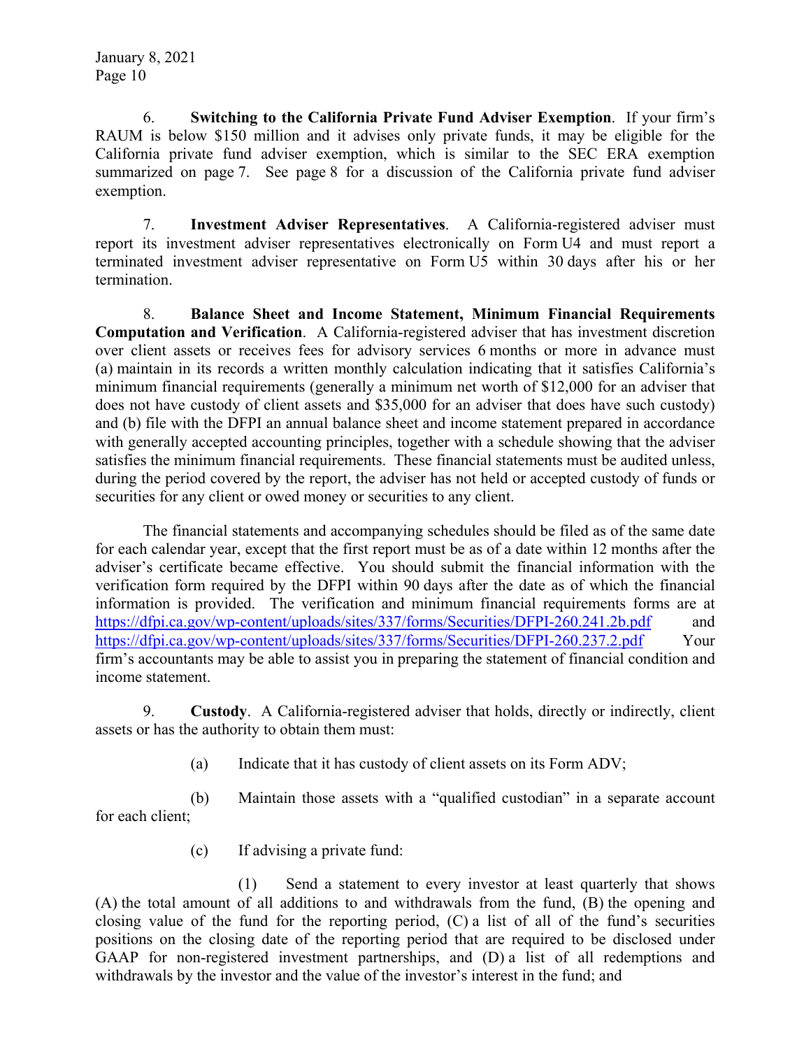6. **Switching to the California Private Fund Adviser Exemption**. If your firm's RAUM is below $150 million and it advises only private funds, it may be eligible for the California private fund adviser exemption, which is similar to the SEC ERA exemption summarized on page 7. See page 8 for a discussion of the California private fund adviser exemption.

7. **Investment Adviser Representatives**. A California-registered adviser must report its investment adviser representatives electronically on Form U4 and must report a terminated investment adviser representative on Form U5 within 30 days after his or her termination.

8. **Balance Sheet and Income Statement, Minimum Financial Requirements Computation and Verification**. A California-registered adviser that has investment discretion over client assets or receives fees for advisory services 6 months or more in advance must (a) maintain in its records a written monthly calculation indicating that it satisfies California's minimum financial requirements (generally a minimum net worth of $12,000 for an adviser that does not have custody of client assets and $35,000 for an adviser that does have such custody) and (b) file with the DFPI an annual balance sheet and income statement prepared in accordance with generally accepted accounting principles, together with a schedule showing that the adviser satisfies the minimum financial requirements. These financial statements must be audited unless, during the period covered by the report, the adviser has not held or accepted custody of funds or securities for any client or owed money or securities to any client.

The financial statements and accompanying schedules should be filed as of the same date for each calendar year, except that the first report must be as of a date within 12 months after the adviser's certificate became effective. You should submit the financial information with the verification form required by the DFPI within 90 days after the date as of which the financial information is provided. The verification and minimum financial requirements forms are at https://dfpi.ca.gov/wp-content/uploads/sites/337/forms/Securities/DFPI-260.241.2b.pdf and https://dfpi.ca.gov/wp-content/uploads/sites/337/forms/Securities/DFPI-260.237.2.pdf Your firm's accountants may be able to assist you in preparing the statement of financial condition and income statement.

9. **Custody**. A California-registered adviser that holds, directly or indirectly, client assets or has the authority to obtain them must:

(a) Indicate that it has custody of client assets on its Form ADV;

(b) Maintain those assets with a "qualified custodian" in a separate account for each client;

(c) If advising a private fund:

(1) Send a statement to every investor at least quarterly that shows (A) the total amount of all additions to and withdrawals from the fund, (B) the opening and closing value of the fund for the reporting period, (C) a list of all of the fund's securities positions on the closing date of the reporting period that are required to be disclosed under GAAP for non-registered investment partnerships, and (D) a list of all redemptions and withdrawals by the investor and the value of the investor's interest in the fund; and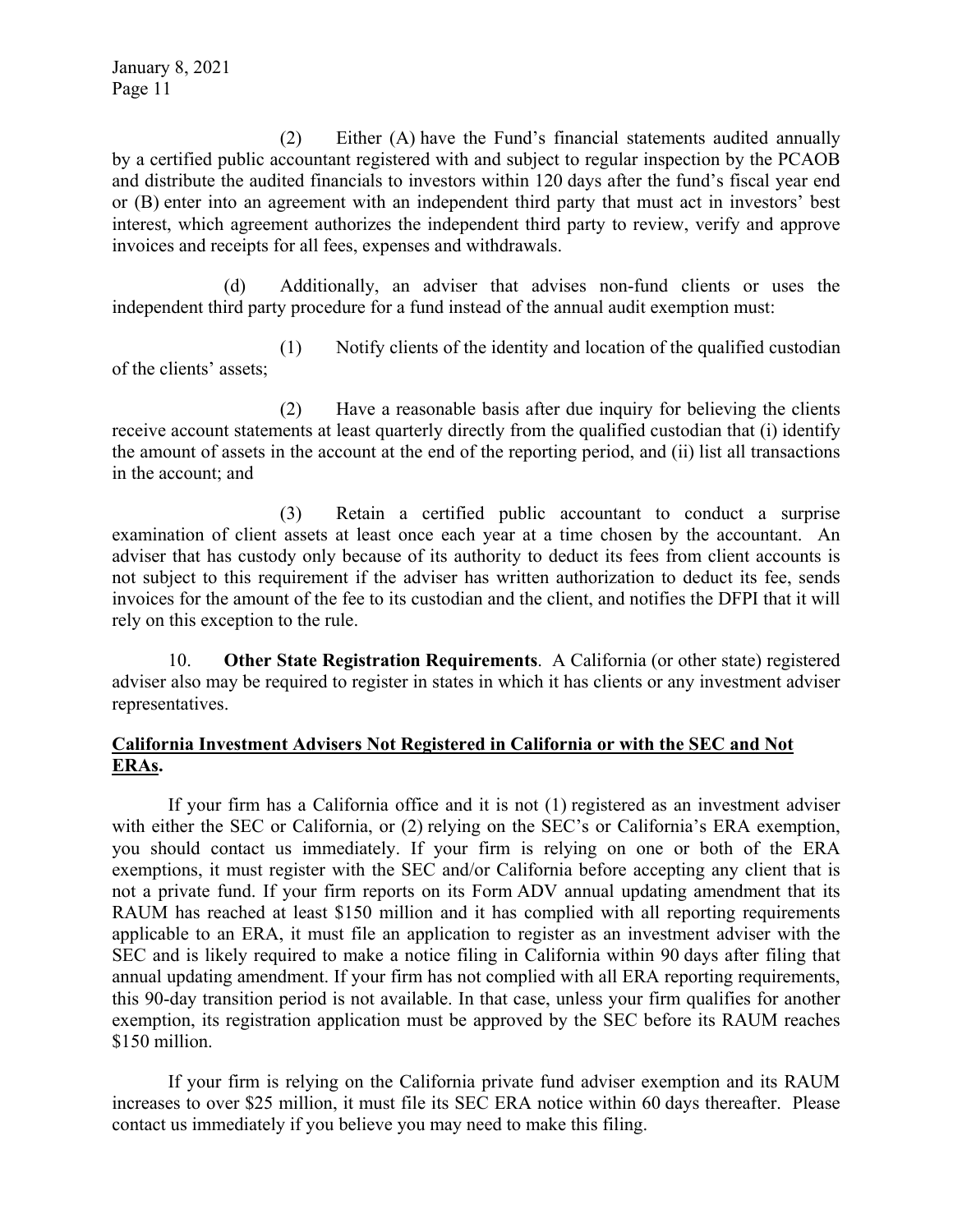(2) Either (A) have the Fund's financial statements audited annually by a certified public accountant registered with and subject to regular inspection by the PCAOB and distribute the audited financials to investors within 120 days after the fund's fiscal year end or (B) enter into an agreement with an independent third party that must act in investors' best interest, which agreement authorizes the independent third party to review, verify and approve invoices and receipts for all fees, expenses and withdrawals.

(d) Additionally, an adviser that advises non-fund clients or uses the independent third party procedure for a fund instead of the annual audit exemption must:

(1) Notify clients of the identity and location of the qualified custodian of the clients' assets;

(2) Have a reasonable basis after due inquiry for believing the clients receive account statements at least quarterly directly from the qualified custodian that (i) identify the amount of assets in the account at the end of the reporting period, and (ii) list all transactions in the account; and

(3) Retain a certified public accountant to conduct a surprise examination of client assets at least once each year at a time chosen by the accountant. An adviser that has custody only because of its authority to deduct its fees from client accounts is not subject to this requirement if the adviser has written authorization to deduct its fee, sends invoices for the amount of the fee to its custodian and the client, and notifies the DFPI that it will rely on this exception to the rule.

10. **Other State Registration Requirements**. A California (or other state) registered adviser also may be required to register in states in which it has clients or any investment adviser representatives.

## California Investment Advisers Not Registered in California or with the SEC and Not ERAs.

If your firm has a California office and it is not (1) registered as an investment adviser with either the SEC or California, or (2) relying on the SEC's or California's ERA exemption, you should contact us immediately. If your firm is relying on one or both of the ERA exemptions, it must register with the SEC and/or California before accepting any client that is not a private fund. If your firm reports on its Form ADV annual updating amendment that its RAUM has reached at least $150 million and it has complied with all reporting requirements applicable to an ERA, it must file an application to register as an investment adviser with the SEC and is likely required to make a notice filing in California within 90 days after filing that annual updating amendment. If your firm has not complied with all ERA reporting requirements, this 90-day transition period is not available. In that case, unless your firm qualifies for another exemption, its registration application must be approved by the SEC before its RAUM reaches $150 million.

If your firm is relying on the California private fund adviser exemption and its RAUM increases to over $25 million, it must file its SEC ERA notice within 60 days thereafter. Please contact us immediately if you believe you may need to make this filing.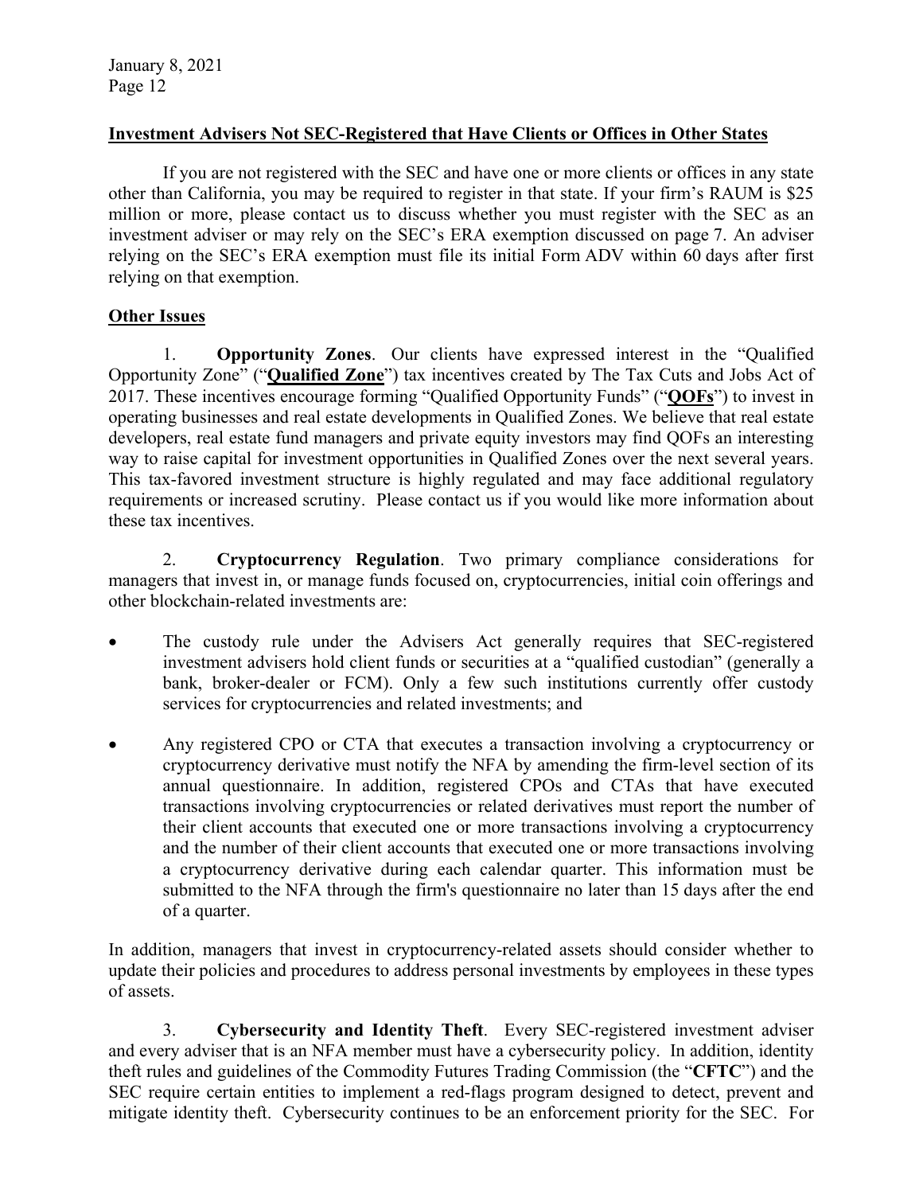**Investment Advisers Not SEC-Registered that Have Clients or Offices in Other States**

If you are not registered with the SEC and have one or more clients or offices in any state other than California, you may be required to register in that state. If your firm's RAUM is $25 million or more, please contact us to discuss whether you must register with the SEC as an investment adviser or may rely on the SEC's ERA exemption discussed on page 7. An adviser relying on the SEC's ERA exemption must file its initial Form ADV within 60 days after first relying on that exemption.

**Other Issues**

1. **Opportunity Zones**. Our clients have expressed interest in the "Qualified Opportunity Zone" ("**Qualified Zone**") tax incentives created by The Tax Cuts and Jobs Act of 2017. These incentives encourage forming "Qualified Opportunity Funds" ("**QOFs**") to invest in operating businesses and real estate developments in Qualified Zones. We believe that real estate developers, real estate fund managers and private equity investors may find QOFs an interesting way to raise capital for investment opportunities in Qualified Zones over the next several years. This tax-favored investment structure is highly regulated and may face additional regulatory requirements or increased scrutiny. Please contact us if you would like more information about these tax incentives.

2. **Cryptocurrency Regulation**. Two primary compliance considerations for managers that invest in, or manage funds focused on, cryptocurrencies, initial coin offerings and other blockchain-related investments are:

- The custody rule under the Advisers Act generally requires that SEC-registered investment advisers hold client funds or securities at a "qualified custodian" (generally a bank, broker-dealer or FCM). Only a few such institutions currently offer custody services for cryptocurrencies and related investments; and
- Any registered CPO or CTA that executes a transaction involving a cryptocurrency or cryptocurrency derivative must notify the NFA by amending the firm-level section of its annual questionnaire. In addition, registered CPOs and CTAs that have executed transactions involving cryptocurrencies or related derivatives must report the number of their client accounts that executed one or more transactions involving a cryptocurrency and the number of their client accounts that executed one or more transactions involving a cryptocurrency derivative during each calendar quarter. This information must be submitted to the NFA through the firm's questionnaire no later than 15 days after the end of a quarter.

In addition, managers that invest in cryptocurrency-related assets should consider whether to update their policies and procedures to address personal investments by employees in these types of assets.

3. **Cybersecurity and Identity Theft**. Every SEC-registered investment adviser and every adviser that is an NFA member must have a cybersecurity policy. In addition, identity theft rules and guidelines of the Commodity Futures Trading Commission (the "**CFTC**") and the SEC require certain entities to implement a red-flags program designed to detect, prevent and mitigate identity theft. Cybersecurity continues to be an enforcement priority for the SEC. For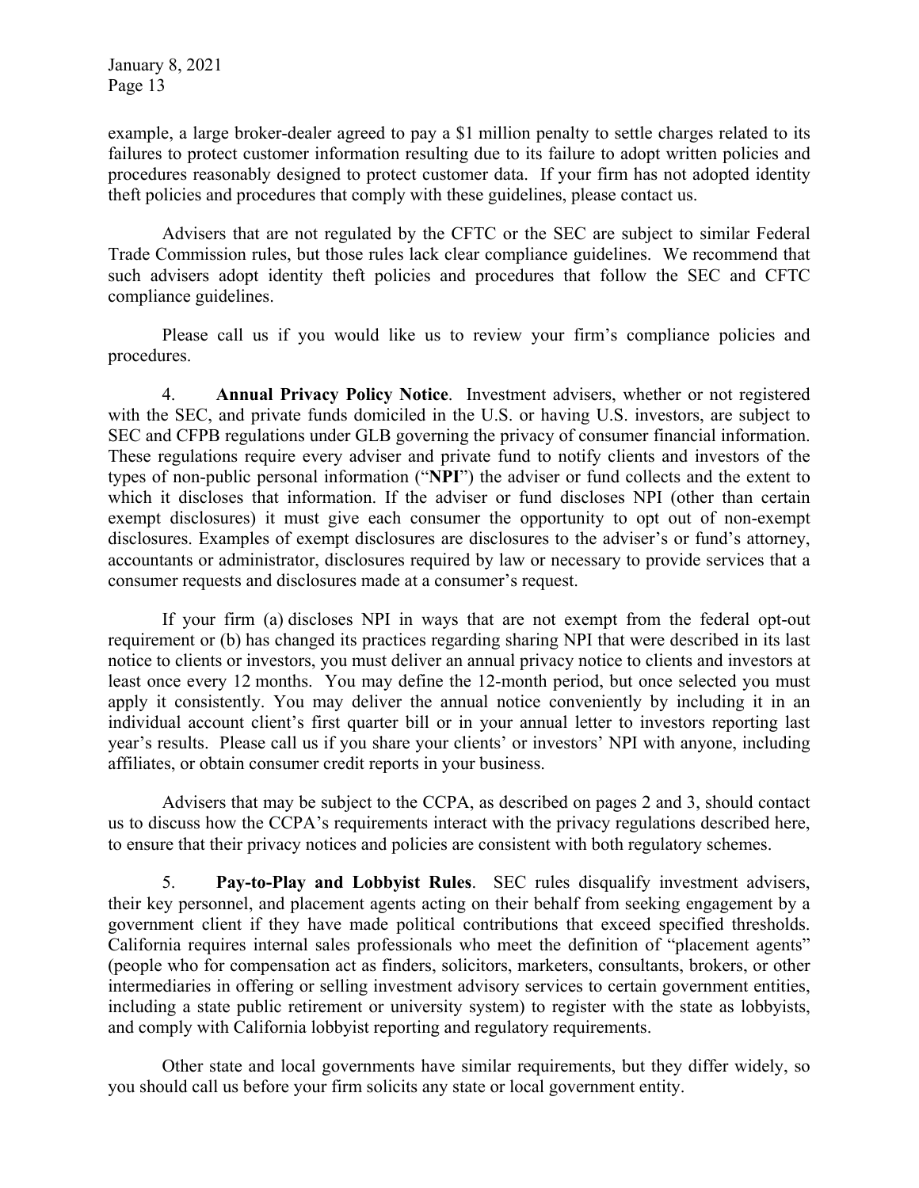example, a large broker-dealer agreed to pay a $1 million penalty to settle charges related to its failures to protect customer information resulting due to its failure to adopt written policies and procedures reasonably designed to protect customer data. If your firm has not adopted identity theft policies and procedures that comply with these guidelines, please contact us.

Advisers that are not regulated by the CFTC or the SEC are subject to similar Federal Trade Commission rules, but those rules lack clear compliance guidelines. We recommend that such advisers adopt identity theft policies and procedures that follow the SEC and CFTC compliance guidelines.

Please call us if you would like us to review your firm's compliance policies and procedures.

4. **Annual Privacy Policy Notice**. Investment advisers, whether or not registered with the SEC, and private funds domiciled in the U.S. or having U.S. investors, are subject to SEC and CFPB regulations under GLB governing the privacy of consumer financial information. These regulations require every adviser and private fund to notify clients and investors of the types of non-public personal information ("**NPI**") the adviser or fund collects and the extent to which it discloses that information. If the adviser or fund discloses NPI (other than certain exempt disclosures) it must give each consumer the opportunity to opt out of non-exempt disclosures. Examples of exempt disclosures are disclosures to the adviser's or fund's attorney, accountants or administrator, disclosures required by law or necessary to provide services that a consumer requests and disclosures made at a consumer's request.

If your firm (a) discloses NPI in ways that are not exempt from the federal opt-out requirement or (b) has changed its practices regarding sharing NPI that were described in its last notice to clients or investors, you must deliver an annual privacy notice to clients and investors at least once every 12 months. You may define the 12-month period, but once selected you must apply it consistently. You may deliver the annual notice conveniently by including it in an individual account client's first quarter bill or in your annual letter to investors reporting last year's results. Please call us if you share your clients' or investors' NPI with anyone, including affiliates, or obtain consumer credit reports in your business.

Advisers that may be subject to the CCPA, as described on pages 2 and 3, should contact us to discuss how the CCPA's requirements interact with the privacy regulations described here, to ensure that their privacy notices and policies are consistent with both regulatory schemes.

5. **Pay-to-Play and Lobbyist Rules**. SEC rules disqualify investment advisers, their key personnel, and placement agents acting on their behalf from seeking engagement by a government client if they have made political contributions that exceed specified thresholds. California requires internal sales professionals who meet the definition of "placement agents" (people who for compensation act as finders, solicitors, marketers, consultants, brokers, or other intermediaries in offering or selling investment advisory services to certain government entities, including a state public retirement or university system) to register with the state as lobbyists, and comply with California lobbyist reporting and regulatory requirements.

Other state and local governments have similar requirements, but they differ widely, so you should call us before your firm solicits any state or local government entity.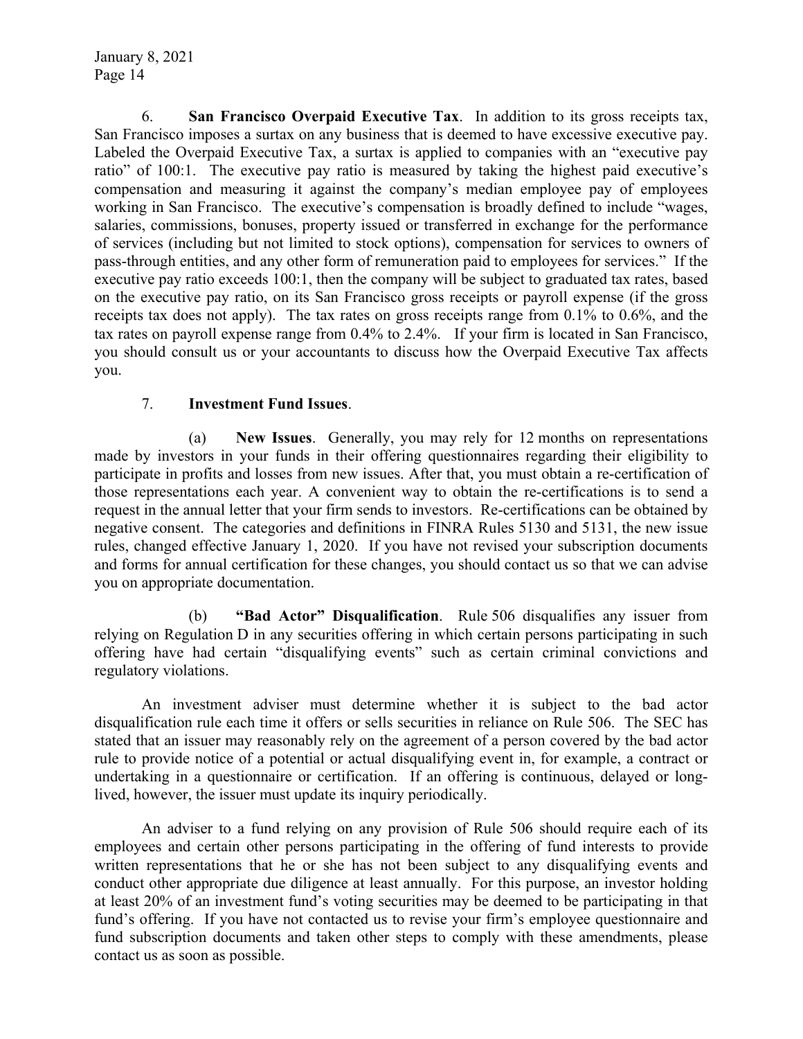6. **San Francisco Overpaid Executive Tax**. In addition to its gross receipts tax, San Francisco imposes a surtax on any business that is deemed to have excessive executive pay. Labeled the Overpaid Executive Tax, a surtax is applied to companies with an "executive pay ratio" of 100:1. The executive pay ratio is measured by taking the highest paid executive's compensation and measuring it against the company's median employee pay of employees working in San Francisco. The executive's compensation is broadly defined to include "wages, salaries, commissions, bonuses, property issued or transferred in exchange for the performance of services (including but not limited to stock options), compensation for services to owners of pass-through entities, and any other form of remuneration paid to employees for services." If the executive pay ratio exceeds 100:1, then the company will be subject to graduated tax rates, based on the executive pay ratio, on its San Francisco gross receipts or payroll expense (if the gross receipts tax does not apply). The tax rates on gross receipts range from 0.1% to 0.6%, and the tax rates on payroll expense range from 0.4% to 2.4%. If your firm is located in San Francisco, you should consult us or your accountants to discuss how the Overpaid Executive Tax affects you.

7. **Investment Fund Issues**.

(a) **New Issues**. Generally, you may rely for 12 months on representations made by investors in your funds in their offering questionnaires regarding their eligibility to participate in profits and losses from new issues. After that, you must obtain a re-certification of those representations each year. A convenient way to obtain the re-certifications is to send a request in the annual letter that your firm sends to investors. Re-certifications can be obtained by negative consent. The categories and definitions in FINRA Rules 5130 and 5131, the new issue rules, changed effective January 1, 2020. If you have not revised your subscription documents and forms for annual certification for these changes, you should contact us so that we can advise you on appropriate documentation.

(b) **"Bad Actor" Disqualification**. Rule 506 disqualifies any issuer from relying on Regulation D in any securities offering in which certain persons participating in such offering have had certain "disqualifying events" such as certain criminal convictions and regulatory violations.

An investment adviser must determine whether it is subject to the bad actor disqualification rule each time it offers or sells securities in reliance on Rule 506. The SEC has stated that an issuer may reasonably rely on the agreement of a person covered by the bad actor rule to provide notice of a potential or actual disqualifying event in, for example, a contract or undertaking in a questionnaire or certification. If an offering is continuous, delayed or long-lived, however, the issuer must update its inquiry periodically.

An adviser to a fund relying on any provision of Rule 506 should require each of its employees and certain other persons participating in the offering of fund interests to provide written representations that he or she has not been subject to any disqualifying events and conduct other appropriate due diligence at least annually. For this purpose, an investor holding at least 20% of an investment fund's voting securities may be deemed to be participating in that fund's offering. If you have not contacted us to revise your firm's employee questionnaire and fund subscription documents and taken other steps to comply with these amendments, please contact us as soon as possible.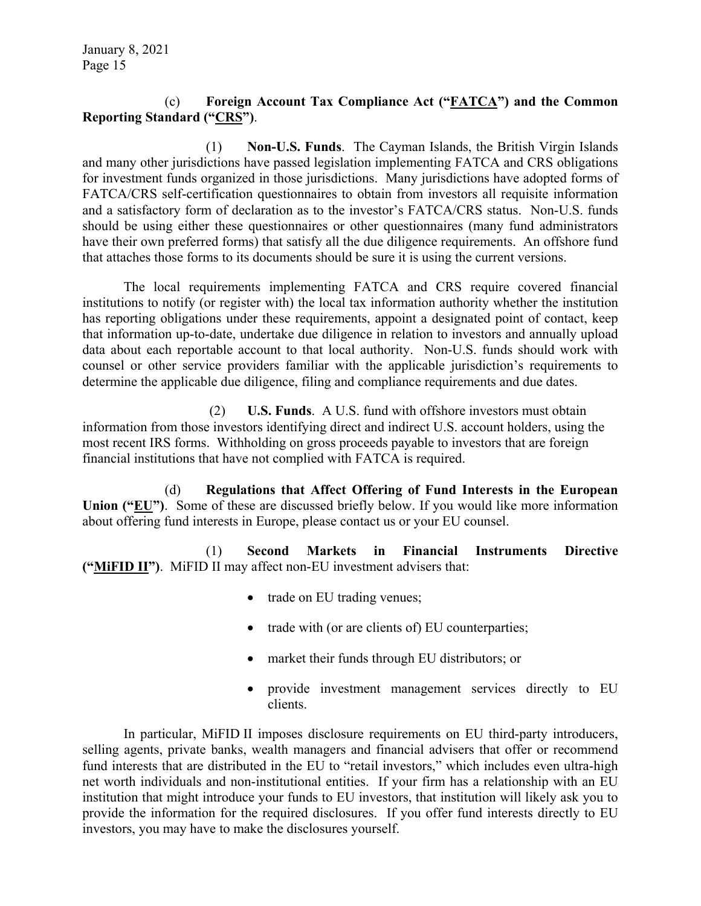(c) **Foreign Account Tax Compliance Act ("FATCA") and the Common Reporting Standard ("CRS")**.

(1) **Non-U.S. Funds**. The Cayman Islands, the British Virgin Islands and many other jurisdictions have passed legislation implementing FATCA and CRS obligations for investment funds organized in those jurisdictions. Many jurisdictions have adopted forms of FATCA/CRS self-certification questionnaires to obtain from investors all requisite information and a satisfactory form of declaration as to the investor's FATCA/CRS status. Non-U.S. funds should be using either these questionnaires or other questionnaires (many fund administrators have their own preferred forms) that satisfy all the due diligence requirements. An offshore fund that attaches those forms to its documents should be sure it is using the current versions.

The local requirements implementing FATCA and CRS require covered financial institutions to notify (or register with) the local tax information authority whether the institution has reporting obligations under these requirements, appoint a designated point of contact, keep that information up-to-date, undertake due diligence in relation to investors and annually upload data about each reportable account to that local authority. Non-U.S. funds should work with counsel or other service providers familiar with the applicable jurisdiction's requirements to determine the applicable due diligence, filing and compliance requirements and due dates.

(2) **U.S. Funds**. A U.S. fund with offshore investors must obtain information from those investors identifying direct and indirect U.S. account holders, using the most recent IRS forms. Withholding on gross proceeds payable to investors that are foreign financial institutions that have not complied with FATCA is required.

(d) **Regulations that Affect Offering of Fund Interests in the European Union ("EU")**. Some of these are discussed briefly below. If you would like more information about offering fund interests in Europe, please contact us or your EU counsel.

(1) **Second Markets in Financial Instruments Directive ("MiFID II")**. MiFID II may affect non-EU investment advisers that:

- trade on EU trading venues;
- trade with (or are clients of) EU counterparties;
- market their funds through EU distributors; or
- provide investment management services directly to EU clients.

In particular, MiFID II imposes disclosure requirements on EU third-party introducers, selling agents, private banks, wealth managers and financial advisers that offer or recommend fund interests that are distributed in the EU to "retail investors," which includes even ultra-high net worth individuals and non-institutional entities. If your firm has a relationship with an EU institution that might introduce your funds to EU investors, that institution will likely ask you to provide the information for the required disclosures. If you offer fund interests directly to EU investors, you may have to make the disclosures yourself.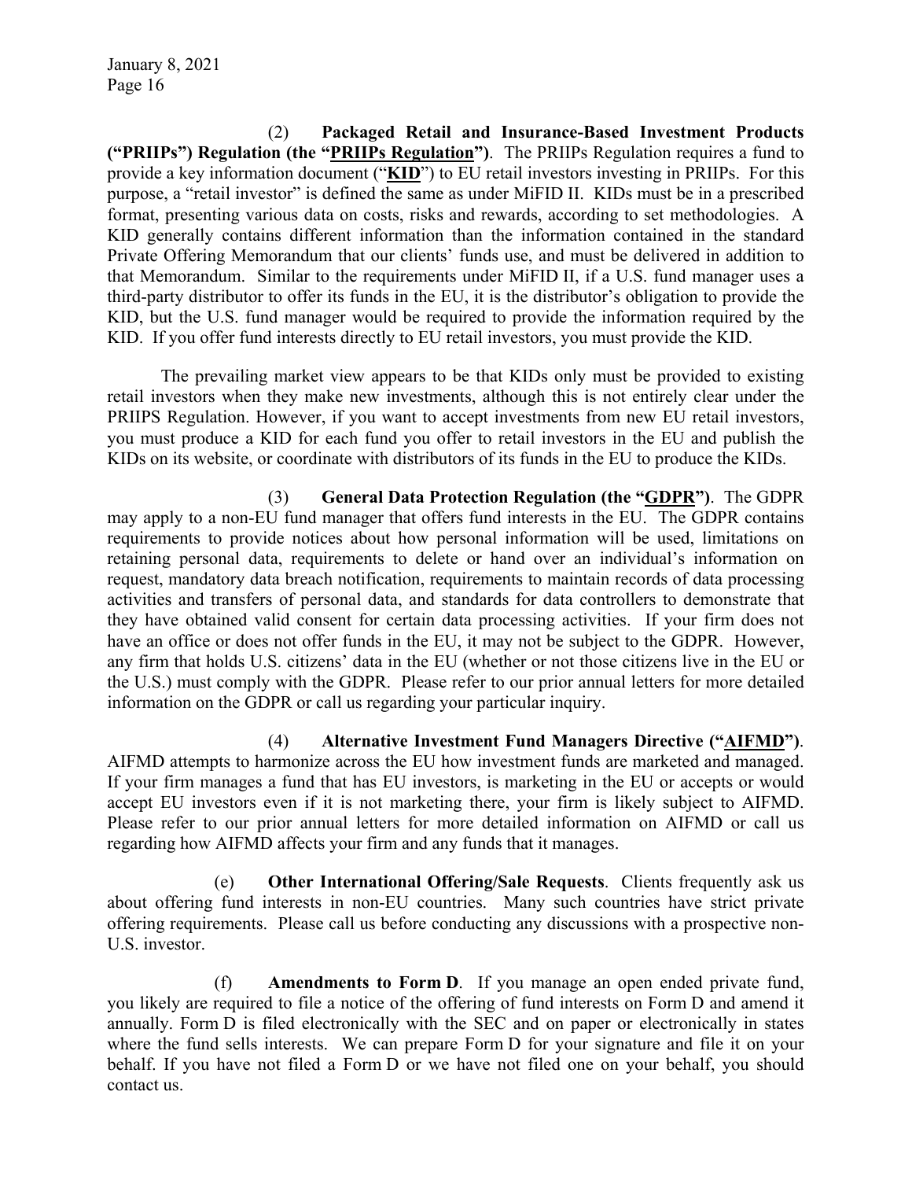(2) **Packaged Retail and Insurance-Based Investment Products ("PRIIPs") Regulation (the "PRIIPs Regulation")**. The PRIIPs Regulation requires a fund to provide a key information document ("**KID**") to EU retail investors investing in PRIIPs. For this purpose, a "retail investor" is defined the same as under MiFID II. KIDs must be in a prescribed format, presenting various data on costs, risks and rewards, according to set methodologies. A KID generally contains different information than the information contained in the standard Private Offering Memorandum that our clients' funds use, and must be delivered in addition to that Memorandum. Similar to the requirements under MiFID II, if a U.S. fund manager uses a third-party distributor to offer its funds in the EU, it is the distributor's obligation to provide the KID, but the U.S. fund manager would be required to provide the information required by the KID. If you offer fund interests directly to EU retail investors, you must provide the KID.

The prevailing market view appears to be that KIDs only must be provided to existing retail investors when they make new investments, although this is not entirely clear under the PRIIPS Regulation. However, if you want to accept investments from new EU retail investors, you must produce a KID for each fund you offer to retail investors in the EU and publish the KIDs on its website, or coordinate with distributors of its funds in the EU to produce the KIDs.

(3) **General Data Protection Regulation (the "GDPR")**. The GDPR may apply to a non-EU fund manager that offers fund interests in the EU. The GDPR contains requirements to provide notices about how personal information will be used, limitations on retaining personal data, requirements to delete or hand over an individual's information on request, mandatory data breach notification, requirements to maintain records of data processing activities and transfers of personal data, and standards for data controllers to demonstrate that they have obtained valid consent for certain data processing activities. If your firm does not have an office or does not offer funds in the EU, it may not be subject to the GDPR. However, any firm that holds U.S. citizens' data in the EU (whether or not those citizens live in the EU or the U.S.) must comply with the GDPR. Please refer to our prior annual letters for more detailed information on the GDPR or call us regarding your particular inquiry.

(4) **Alternative Investment Fund Managers Directive ("AIFMD")**. AIFMD attempts to harmonize across the EU how investment funds are marketed and managed. If your firm manages a fund that has EU investors, is marketing in the EU or accepts or would accept EU investors even if it is not marketing there, your firm is likely subject to AIFMD. Please refer to our prior annual letters for more detailed information on AIFMD or call us regarding how AIFMD affects your firm and any funds that it manages.

(e) **Other International Offering/Sale Requests**. Clients frequently ask us about offering fund interests in non-EU countries. Many such countries have strict private offering requirements. Please call us before conducting any discussions with a prospective non-U.S. investor.

(f) **Amendments to Form D**. If you manage an open ended private fund, you likely are required to file a notice of the offering of fund interests on Form D and amend it annually. Form D is filed electronically with the SEC and on paper or electronically in states where the fund sells interests. We can prepare Form D for your signature and file it on your behalf. If you have not filed a Form D or we have not filed one on your behalf, you should contact us.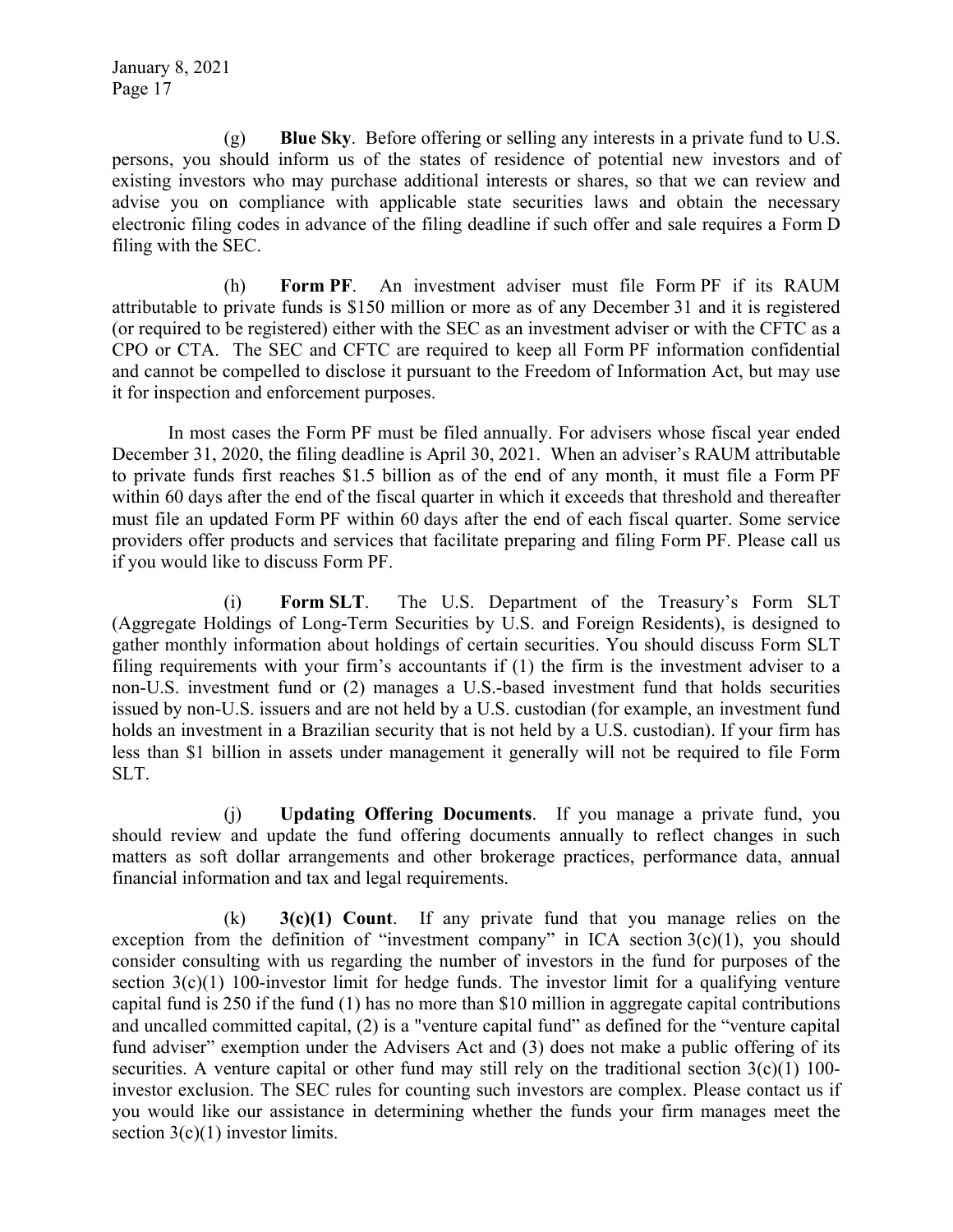(g) **Blue Sky**. Before offering or selling any interests in a private fund to U.S. persons, you should inform us of the states of residence of potential new investors and of existing investors who may purchase additional interests or shares, so that we can review and advise you on compliance with applicable state securities laws and obtain the necessary electronic filing codes in advance of the filing deadline if such offer and sale requires a Form D filing with the SEC.

(h) **Form PF**. An investment adviser must file Form PF if its RAUM attributable to private funds is $150 million or more as of any December 31 and it is registered (or required to be registered) either with the SEC as an investment adviser or with the CFTC as a CPO or CTA. The SEC and CFTC are required to keep all Form PF information confidential and cannot be compelled to disclose it pursuant to the Freedom of Information Act, but may use it for inspection and enforcement purposes.

In most cases the Form PF must be filed annually. For advisers whose fiscal year ended December 31, 2020, the filing deadline is April 30, 2021. When an adviser's RAUM attributable to private funds first reaches $1.5 billion as of the end of any month, it must file a Form PF within 60 days after the end of the fiscal quarter in which it exceeds that threshold and thereafter must file an updated Form PF within 60 days after the end of each fiscal quarter. Some service providers offer products and services that facilitate preparing and filing Form PF. Please call us if you would like to discuss Form PF.

(i) **Form SLT**. The U.S. Department of the Treasury's Form SLT (Aggregate Holdings of Long-Term Securities by U.S. and Foreign Residents), is designed to gather monthly information about holdings of certain securities. You should discuss Form SLT filing requirements with your firm's accountants if (1) the firm is the investment adviser to a non-U.S. investment fund or (2) manages a U.S.-based investment fund that holds securities issued by non-U.S. issuers and are not held by a U.S. custodian (for example, an investment fund holds an investment in a Brazilian security that is not held by a U.S. custodian). If your firm has less than $1 billion in assets under management it generally will not be required to file Form SLT.

(j) **Updating Offering Documents**. If you manage a private fund, you should review and update the fund offering documents annually to reflect changes in such matters as soft dollar arrangements and other brokerage practices, performance data, annual financial information and tax and legal requirements.

(k) **3(c)(1) Count**. If any private fund that you manage relies on the exception from the definition of "investment company" in ICA section 3(c)(1), you should consider consulting with us regarding the number of investors in the fund for purposes of the section 3(c)(1) 100-investor limit for hedge funds. The investor limit for a qualifying venture capital fund is 250 if the fund (1) has no more than $10 million in aggregate capital contributions and uncalled committed capital, (2) is a "venture capital fund" as defined for the "venture capital fund adviser" exemption under the Advisers Act and (3) does not make a public offering of its securities. A venture capital or other fund may still rely on the traditional section 3(c)(1) 100-investor exclusion. The SEC rules for counting such investors are complex. Please contact us if you would like our assistance in determining whether the funds your firm manages meet the section 3(c)(1) investor limits.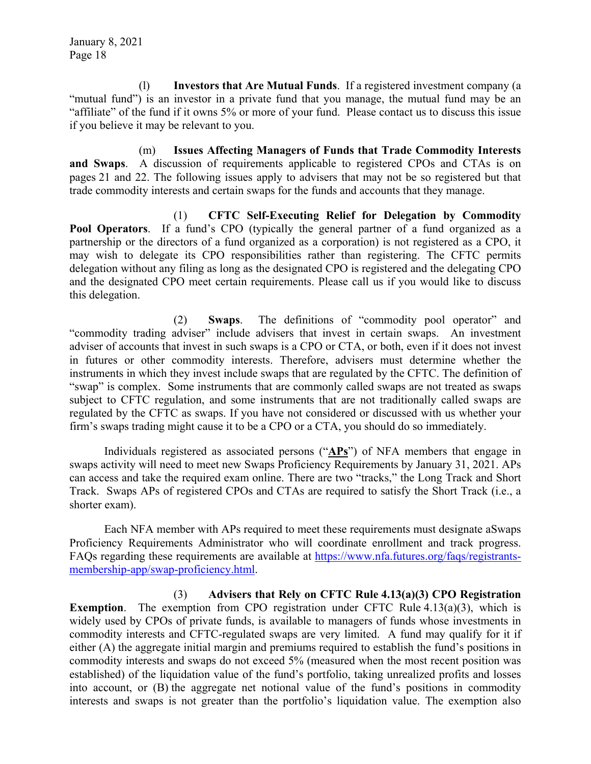(l) **Investors that Are Mutual Funds**. If a registered investment company (a "mutual fund") is an investor in a private fund that you manage, the mutual fund may be an "affiliate" of the fund if it owns 5% or more of your fund. Please contact us to discuss this issue if you believe it may be relevant to you.

(m) **Issues Affecting Managers of Funds that Trade Commodity Interests and Swaps**. A discussion of requirements applicable to registered CPOs and CTAs is on pages 21 and 22. The following issues apply to advisers that may not be so registered but that trade commodity interests and certain swaps for the funds and accounts that they manage.

(1) **CFTC Self-Executing Relief for Delegation by Commodity Pool Operators**. If a fund's CPO (typically the general partner of a fund organized as a partnership or the directors of a fund organized as a corporation) is not registered as a CPO, it may wish to delegate its CPO responsibilities rather than registering. The CFTC permits delegation without any filing as long as the designated CPO is registered and the delegating CPO and the designated CPO meet certain requirements. Please call us if you would like to discuss this delegation.

(2) **Swaps**. The definitions of "commodity pool operator" and "commodity trading adviser" include advisers that invest in certain swaps. An investment adviser of accounts that invest in such swaps is a CPO or CTA, or both, even if it does not invest in futures or other commodity interests. Therefore, advisers must determine whether the instruments in which they invest include swaps that are regulated by the CFTC. The definition of "swap" is complex. Some instruments that are commonly called swaps are not treated as swaps subject to CFTC regulation, and some instruments that are not traditionally called swaps are regulated by the CFTC as swaps. If you have not considered or discussed with us whether your firm's swaps trading might cause it to be a CPO or a CTA, you should do so immediately.

Individuals registered as associated persons ("**APs**") of NFA members that engage in swaps activity will need to meet new Swaps Proficiency Requirements by January 31, 2021. APs can access and take the required exam online. There are two "tracks," the Long Track and Short Track. Swaps APs of registered CPOs and CTAs are required to satisfy the Short Track (i.e., a shorter exam).

Each NFA member with APs required to meet these requirements must designate aSwaps Proficiency Requirements Administrator who will coordinate enrollment and track progress. FAQs regarding these requirements are available at https://www.nfa.futures.org/faqs/registrants-membership-app/swap-proficiency.html.

(3) **Advisers that Rely on CFTC Rule 4.13(a)(3) CPO Registration Exemption**. The exemption from CPO registration under CFTC Rule 4.13(a)(3), which is widely used by CPOs of private funds, is available to managers of funds whose investments in commodity interests and CFTC-regulated swaps are very limited. A fund may qualify for it if either (A) the aggregate initial margin and premiums required to establish the fund's positions in commodity interests and swaps do not exceed 5% (measured when the most recent position was established) of the liquidation value of the fund's portfolio, taking unrealized profits and losses into account, or (B) the aggregate net notional value of the fund's positions in commodity interests and swaps is not greater than the portfolio's liquidation value. The exemption also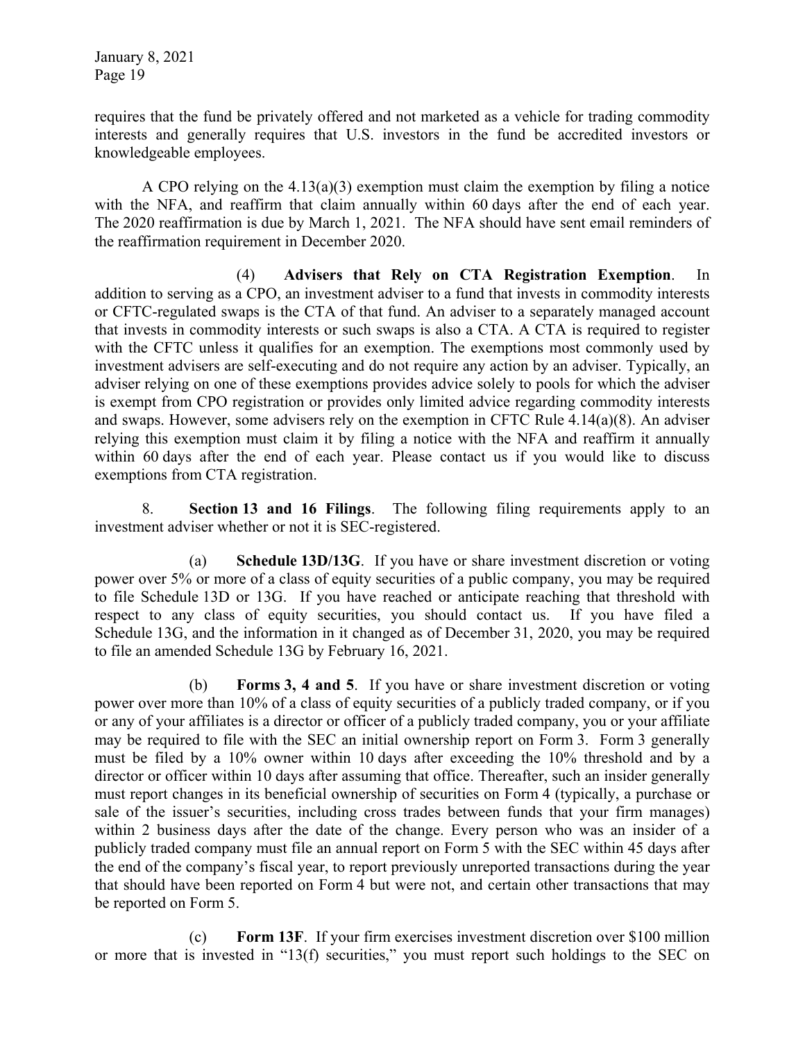requires that the fund be privately offered and not marketed as a vehicle for trading commodity interests and generally requires that U.S. investors in the fund be accredited investors or knowledgeable employees.

A CPO relying on the 4.13(a)(3) exemption must claim the exemption by filing a notice with the NFA, and reaffirm that claim annually within 60 days after the end of each year. The 2020 reaffirmation is due by March 1, 2021. The NFA should have sent email reminders of the reaffirmation requirement in December 2020.

(4) **Advisers that Rely on CTA Registration Exemption**. In addition to serving as a CPO, an investment adviser to a fund that invests in commodity interests or CFTC-regulated swaps is the CTA of that fund. An adviser to a separately managed account that invests in commodity interests or such swaps is also a CTA. A CTA is required to register with the CFTC unless it qualifies for an exemption. The exemptions most commonly used by investment advisers are self-executing and do not require any action by an adviser. Typically, an adviser relying on one of these exemptions provides advice solely to pools for which the adviser is exempt from CPO registration or provides only limited advice regarding commodity interests and swaps. However, some advisers rely on the exemption in CFTC Rule 4.14(a)(8). An adviser relying this exemption must claim it by filing a notice with the NFA and reaffirm it annually within 60 days after the end of each year. Please contact us if you would like to discuss exemptions from CTA registration.

8. **Section 13 and 16 Filings**. The following filing requirements apply to an investment adviser whether or not it is SEC-registered.

(a) **Schedule 13D/13G**. If you have or share investment discretion or voting power over 5% or more of a class of equity securities of a public company, you may be required to file Schedule 13D or 13G. If you have reached or anticipate reaching that threshold with respect to any class of equity securities, you should contact us. If you have filed a Schedule 13G, and the information in it changed as of December 31, 2020, you may be required to file an amended Schedule 13G by February 16, 2021.

(b) **Forms 3, 4 and 5**. If you have or share investment discretion or voting power over more than 10% of a class of equity securities of a publicly traded company, or if you or any of your affiliates is a director or officer of a publicly traded company, you or your affiliate may be required to file with the SEC an initial ownership report on Form 3. Form 3 generally must be filed by a 10% owner within 10 days after exceeding the 10% threshold and by a director or officer within 10 days after assuming that office. Thereafter, such an insider generally must report changes in its beneficial ownership of securities on Form 4 (typically, a purchase or sale of the issuer's securities, including cross trades between funds that your firm manages) within 2 business days after the date of the change. Every person who was an insider of a publicly traded company must file an annual report on Form 5 with the SEC within 45 days after the end of the company's fiscal year, to report previously unreported transactions during the year that should have been reported on Form 4 but were not, and certain other transactions that may be reported on Form 5.

(c) **Form 13F**. If your firm exercises investment discretion over $100 million or more that is invested in "13(f) securities," you must report such holdings to the SEC on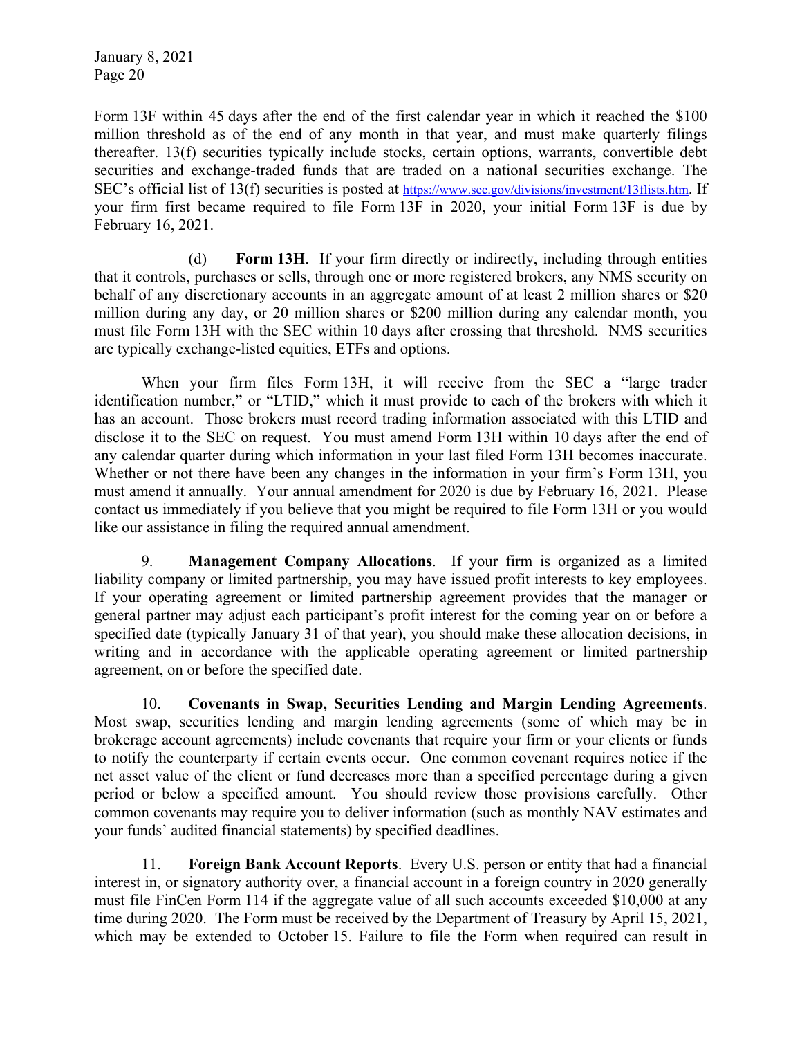Form 13F within 45 days after the end of the first calendar year in which it reached the $100 million threshold as of the end of any month in that year, and must make quarterly filings thereafter. 13(f) securities typically include stocks, certain options, warrants, convertible debt securities and exchange-traded funds that are traded on a national securities exchange. The SEC's official list of 13(f) securities is posted at https://www.sec.gov/divisions/investment/13flists.htm. If your firm first became required to file Form 13F in 2020, your initial Form 13F is due by February 16, 2021.

(d) **Form 13H**. If your firm directly or indirectly, including through entities that it controls, purchases or sells, through one or more registered brokers, any NMS security on behalf of any discretionary accounts in an aggregate amount of at least 2 million shares or $20 million during any day, or 20 million shares or $200 million during any calendar month, you must file Form 13H with the SEC within 10 days after crossing that threshold. NMS securities are typically exchange-listed equities, ETFs and options.

When your firm files Form 13H, it will receive from the SEC a "large trader identification number," or "LTID," which it must provide to each of the brokers with which it has an account. Those brokers must record trading information associated with this LTID and disclose it to the SEC on request. You must amend Form 13H within 10 days after the end of any calendar quarter during which information in your last filed Form 13H becomes inaccurate. Whether or not there have been any changes in the information in your firm's Form 13H, you must amend it annually. Your annual amendment for 2020 is due by February 16, 2021. Please contact us immediately if you believe that you might be required to file Form 13H or you would like our assistance in filing the required annual amendment.

9. **Management Company Allocations**. If your firm is organized as a limited liability company or limited partnership, you may have issued profit interests to key employees. If your operating agreement or limited partnership agreement provides that the manager or general partner may adjust each participant's profit interest for the coming year on or before a specified date (typically January 31 of that year), you should make these allocation decisions, in writing and in accordance with the applicable operating agreement or limited partnership agreement, on or before the specified date.

10. **Covenants in Swap, Securities Lending and Margin Lending Agreements**. Most swap, securities lending and margin lending agreements (some of which may be in brokerage account agreements) include covenants that require your firm or your clients or funds to notify the counterparty if certain events occur. One common covenant requires notice if the net asset value of the client or fund decreases more than a specified percentage during a given period or below a specified amount. You should review those provisions carefully. Other common covenants may require you to deliver information (such as monthly NAV estimates and your funds' audited financial statements) by specified deadlines.

11. **Foreign Bank Account Reports**. Every U.S. person or entity that had a financial interest in, or signatory authority over, a financial account in a foreign country in 2020 generally must file FinCen Form 114 if the aggregate value of all such accounts exceeded $10,000 at any time during 2020. The Form must be received by the Department of Treasury by April 15, 2021, which may be extended to October 15. Failure to file the Form when required can result in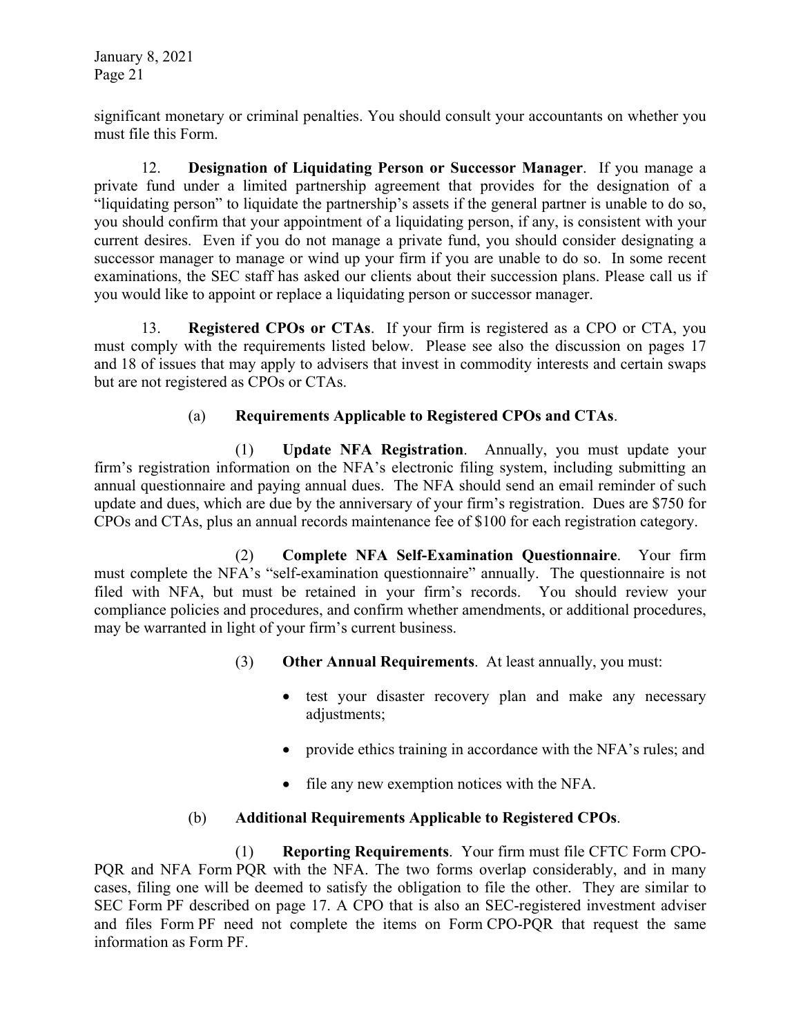significant monetary or criminal penalties. You should consult your accountants on whether you must file this Form.

12. **Designation of Liquidating Person or Successor Manager**. If you manage a private fund under a limited partnership agreement that provides for the designation of a "liquidating person" to liquidate the partnership's assets if the general partner is unable to do so, you should confirm that your appointment of a liquidating person, if any, is consistent with your current desires. Even if you do not manage a private fund, you should consider designating a successor manager to manage or wind up your firm if you are unable to do so. In some recent examinations, the SEC staff has asked our clients about their succession plans. Please call us if you would like to appoint or replace a liquidating person or successor manager.

13. **Registered CPOs or CTAs**. If your firm is registered as a CPO or CTA, you must comply with the requirements listed below. Please see also the discussion on pages 17 and 18 of issues that may apply to advisers that invest in commodity interests and certain swaps but are not registered as CPOs or CTAs.

(a) **Requirements Applicable to Registered CPOs and CTAs**.

(1) **Update NFA Registration**. Annually, you must update your firm's registration information on the NFA's electronic filing system, including submitting an annual questionnaire and paying annual dues. The NFA should send an email reminder of such update and dues, which are due by the anniversary of your firm's registration. Dues are $750 for CPOs and CTAs, plus an annual records maintenance fee of $100 for each registration category.

(2) **Complete NFA Self-Examination Questionnaire**. Your firm must complete the NFA's "self-examination questionnaire" annually. The questionnaire is not filed with NFA, but must be retained in your firm's records. You should review your compliance policies and procedures, and confirm whether amendments, or additional procedures, may be warranted in light of your firm's current business.

(3) **Other Annual Requirements**. At least annually, you must:

- test your disaster recovery plan and make any necessary adjustments;
- provide ethics training in accordance with the NFA's rules; and
- file any new exemption notices with the NFA.

(b) **Additional Requirements Applicable to Registered CPOs**.

(1) **Reporting Requirements**. Your firm must file CFTC Form CPO-PQR and NFA Form PQR with the NFA. The two forms overlap considerably, and in many cases, filing one will be deemed to satisfy the obligation to file the other. They are similar to SEC Form PF described on page 17. A CPO that is also an SEC-registered investment adviser and files Form PF need not complete the items on Form CPO-PQR that request the same information as Form PF.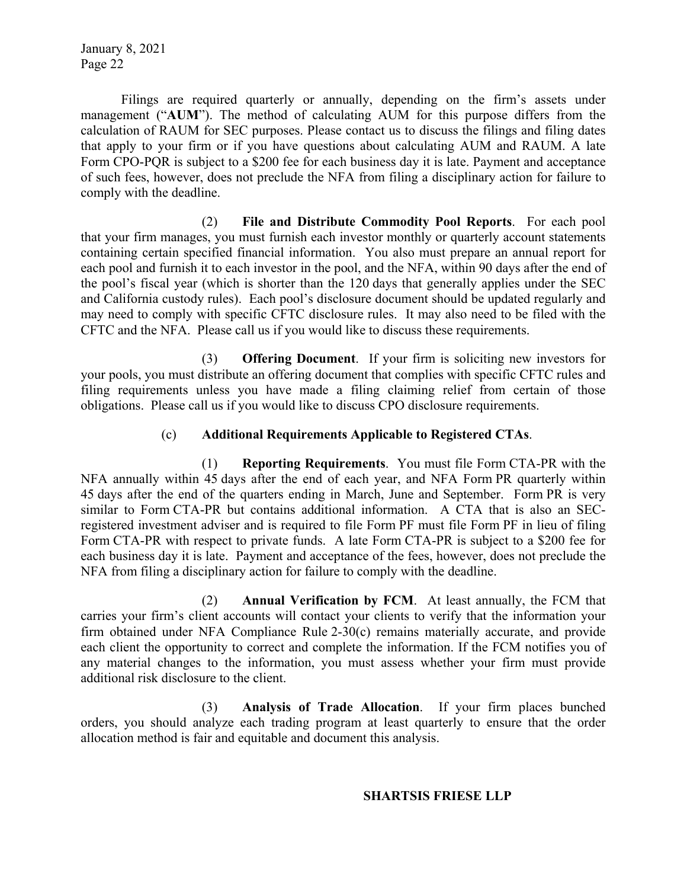Filings are required quarterly or annually, depending on the firm's assets under management ("**AUM**"). The method of calculating AUM for this purpose differs from the calculation of RAUM for SEC purposes. Please contact us to discuss the filings and filing dates that apply to your firm or if you have questions about calculating AUM and RAUM. A late Form CPO-PQR is subject to a $200 fee for each business day it is late. Payment and acceptance of such fees, however, does not preclude the NFA from filing a disciplinary action for failure to comply with the deadline.

(2) **File and Distribute Commodity Pool Reports**. For each pool that your firm manages, you must furnish each investor monthly or quarterly account statements containing certain specified financial information. You also must prepare an annual report for each pool and furnish it to each investor in the pool, and the NFA, within 90 days after the end of the pool's fiscal year (which is shorter than the 120 days that generally applies under the SEC and California custody rules). Each pool's disclosure document should be updated regularly and may need to comply with specific CFTC disclosure rules. It may also need to be filed with the CFTC and the NFA. Please call us if you would like to discuss these requirements.

(3) **Offering Document**. If your firm is soliciting new investors for your pools, you must distribute an offering document that complies with specific CFTC rules and filing requirements unless you have made a filing claiming relief from certain of those obligations. Please call us if you would like to discuss CPO disclosure requirements.

(c) **Additional Requirements Applicable to Registered CTAs**.

(1) **Reporting Requirements**. You must file Form CTA-PR with the NFA annually within 45 days after the end of each year, and NFA Form PR quarterly within 45 days after the end of the quarters ending in March, June and September. Form PR is very similar to Form CTA-PR but contains additional information. A CTA that is also an SEC-registered investment adviser and is required to file Form PF must file Form PF in lieu of filing Form CTA-PR with respect to private funds. A late Form CTA-PR is subject to a $200 fee for each business day it is late. Payment and acceptance of the fees, however, does not preclude the NFA from filing a disciplinary action for failure to comply with the deadline.

(2) **Annual Verification by FCM**. At least annually, the FCM that carries your firm's client accounts will contact your clients to verify that the information your firm obtained under NFA Compliance Rule 2-30(c) remains materially accurate, and provide each client the opportunity to correct and complete the information. If the FCM notifies you of any material changes to the information, you must assess whether your firm must provide additional risk disclosure to the client.

(3) **Analysis of Trade Allocation**. If your firm places bunched orders, you should analyze each trading program at least quarterly to ensure that the order allocation method is fair and equitable and document this analysis.

**SHARTSIS FRIESE LLP**